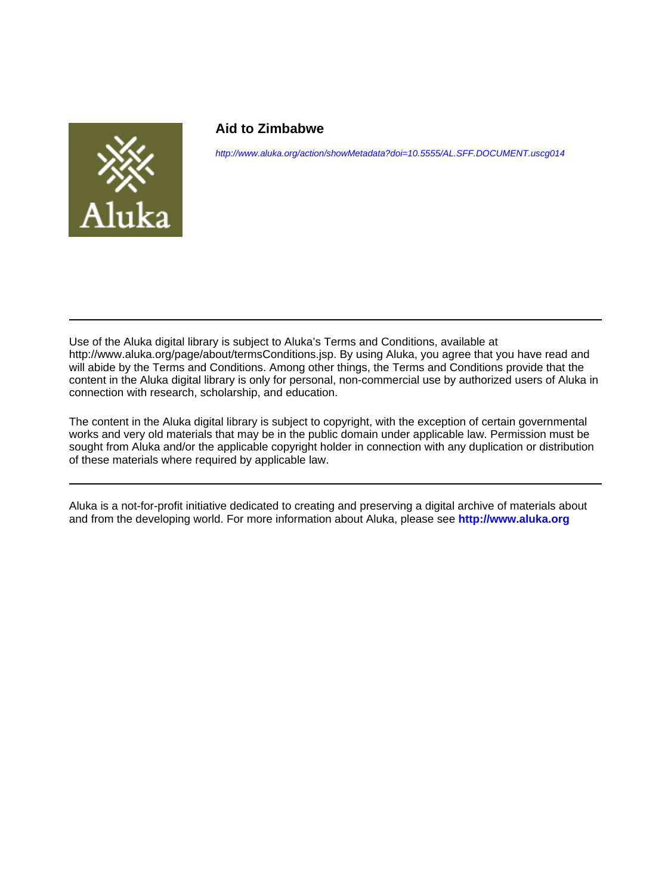# Aid to Zimbabwe

http://www.aluka.org/action/showMetadata?doi=10.5555/AL.SFF.DOCUMENT.uscg014

---

Use of the Aluka digital library is subject to Aluka's Terms and Conditions, available at http://www.aluka.org/page/about/termsConditions.jsp. By using Aluka, you agree that you have read and will abide by the Terms and Conditions. Among other things, the Terms and Conditions provide that the content in the Aluka digital library is only for personal, non-commercial use by authorized users of Aluka in connection with research, scholarship, and education.

The content in the Aluka digital library is subject to copyright, with the exception of certain governmental works and very old materials that may be in the public domain under applicable law. Permission must be sought from Aluka and/or the applicable copyright holder in connection with any duplication or distribution of these materials where required by applicable law.

---

Aluka is a not-for-profit initiative dedicated to creating and preserving a digital archive of materials about and from the developing world. For more information about Aluka, please see **http://www.aluka.org**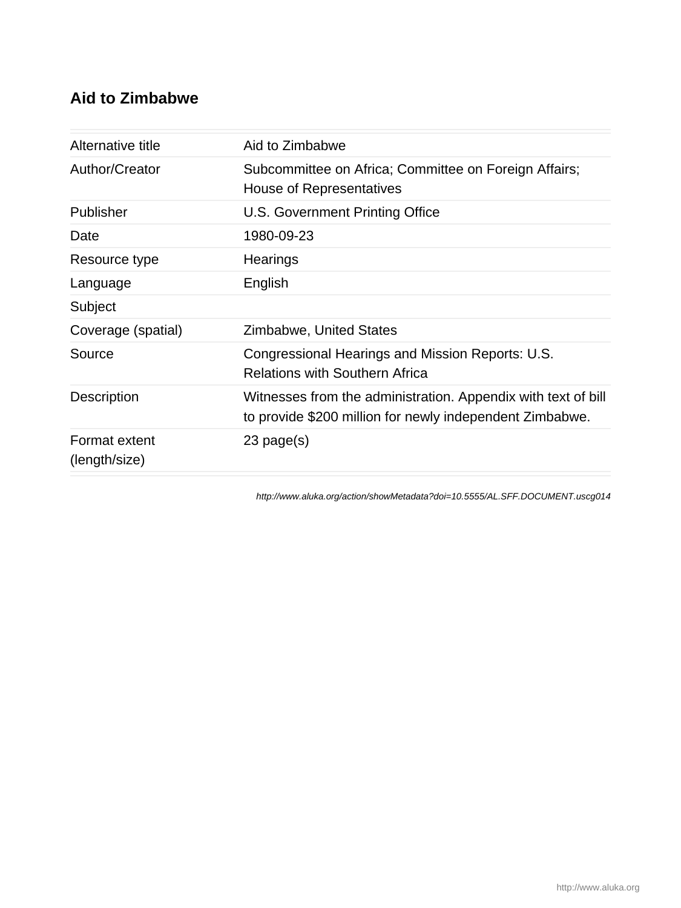# Aid to Zimbabwe

| | |
|---|---|
| Alternative title | Aid to Zimbabwe |
| Author/Creator | Subcommittee on Africa; Committee on Foreign Affairs; House of Representatives |
| Publisher | U.S. Government Printing Office |
| Date | 1980-09-23 |
| Resource type | Hearings |
| Language | English |
| Subject | |
| Coverage (spatial) | Zimbabwe, United States |
| Source | Congressional Hearings and Mission Reports: U.S. Relations with Southern Africa |
| Description | Witnesses from the administration. Appendix with text of bill to provide $200 million for newly independent Zimbabwe. |
| Format extent (length/size) | 23 page(s) |

*http://www.aluka.org/action/showMetadata?doi=10.5555/AL.SFF.DOCUMENT.uscg014*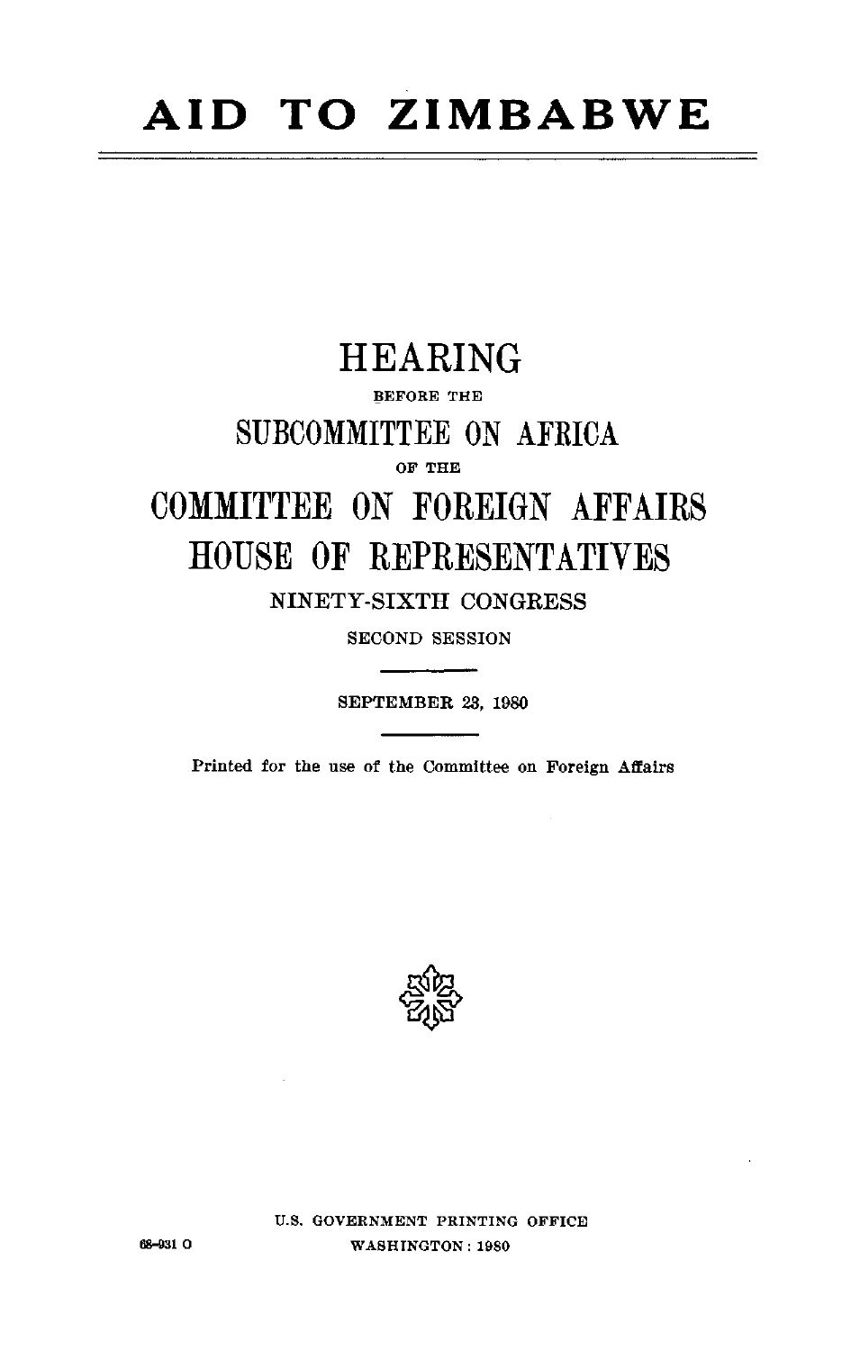# AID TO ZIMBABWE

---

## HEARING

BEFORE THE

## SUBCOMMITTEE ON AFRICA

OF THE

## COMMITTEE ON FOREIGN AFFAIRS

## HOUSE OF REPRESENTATIVES

NINETY-SIXTH CONGRESS

SECOND SESSION

---

SEPTEMBER 23, 1980

---

Printed for the use of the Committee on Foreign Affairs

U.S. GOVERNMENT PRINTING OFFICE

68-931 O WASHINGTON : 1980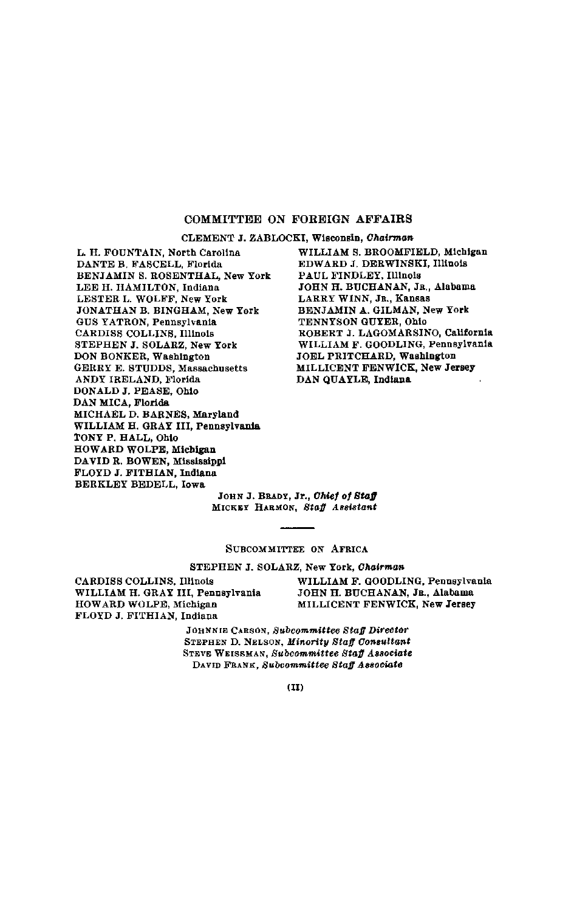## COMMITTEE ON FOREIGN AFFAIRS

CLEMENT J. ZABLOCKI, Wisconsin, *Chairman*

L. H. FOUNTAIN, North Carolina
DANTE B. FASCELL, Florida
BENJAMIN S. ROSENTHAL, New York
LEE H. HAMILTON, Indiana
LESTER L. WOLFF, New York
JONATHAN B. BINGHAM, New York
GUS YATRON, Pennsylvania
CARDISS COLLINS, Illinois
STEPHEN J. SOLARZ, New York
DON BONKER, Washington
GERRY E. STUDDS, Massachusetts
ANDY IRELAND, Florida
DONALD J. PEASE, Ohio
DAN MICA, Florida
MICHAEL D. BARNES, Maryland
WILLIAM H. GRAY III, Pennsylvania
TONY P. HALL, Ohio
HOWARD WOLPE, Michigan
DAVID R. BOWEN, Mississippi
FLOYD J. FITHIAN, Indiana
BERKLEY BEDELL, Iowa

WILLIAM S. BROOMFIELD, Michigan
EDWARD J. DERWINSKI, Illinois
PAUL FINDLEY, Illinois
JOHN H. BUCHANAN, JR., Alabama
LARRY WINN, JR., Kansas
BENJAMIN A. GILMAN, New York
TENNYSON GUYER, Ohio
ROBERT J. LAGOMARSINO, California
WILLIAM F. GOODLING, Pennsylvania
JOEL PRITCHARD, Washington
MILLICENT FENWICK, New Jersey
DAN QUAYLE, Indiana

JOHN J. BRADY, Jr., *Chief of Staff*
MICKEY HARMON, *Staff Assistant*

---

### SUBCOMMITTEE ON AFRICA

STEPHEN J. SOLARZ, New York, *Chairman*

CARDISS COLLINS, Illinois
WILLIAM H. GRAY III, Pennsylvania
HOWARD WOLPE, Michigan
FLOYD J. FITHIAN, Indiana

WILLIAM F. GOODLING, Pennsylvania
JOHN H. BUCHANAN, JR., Alabama
MILLICENT FENWICK, New Jersey

JOHNNIE CARSON, *Subcommittee Staff Director*
STEPHEN D. NELSON, *Minority Staff Consultant*
STEVE WEISSMAN, *Subcommittee Staff Associate*
DAVID FRANK, *Subcommittee Staff Associate*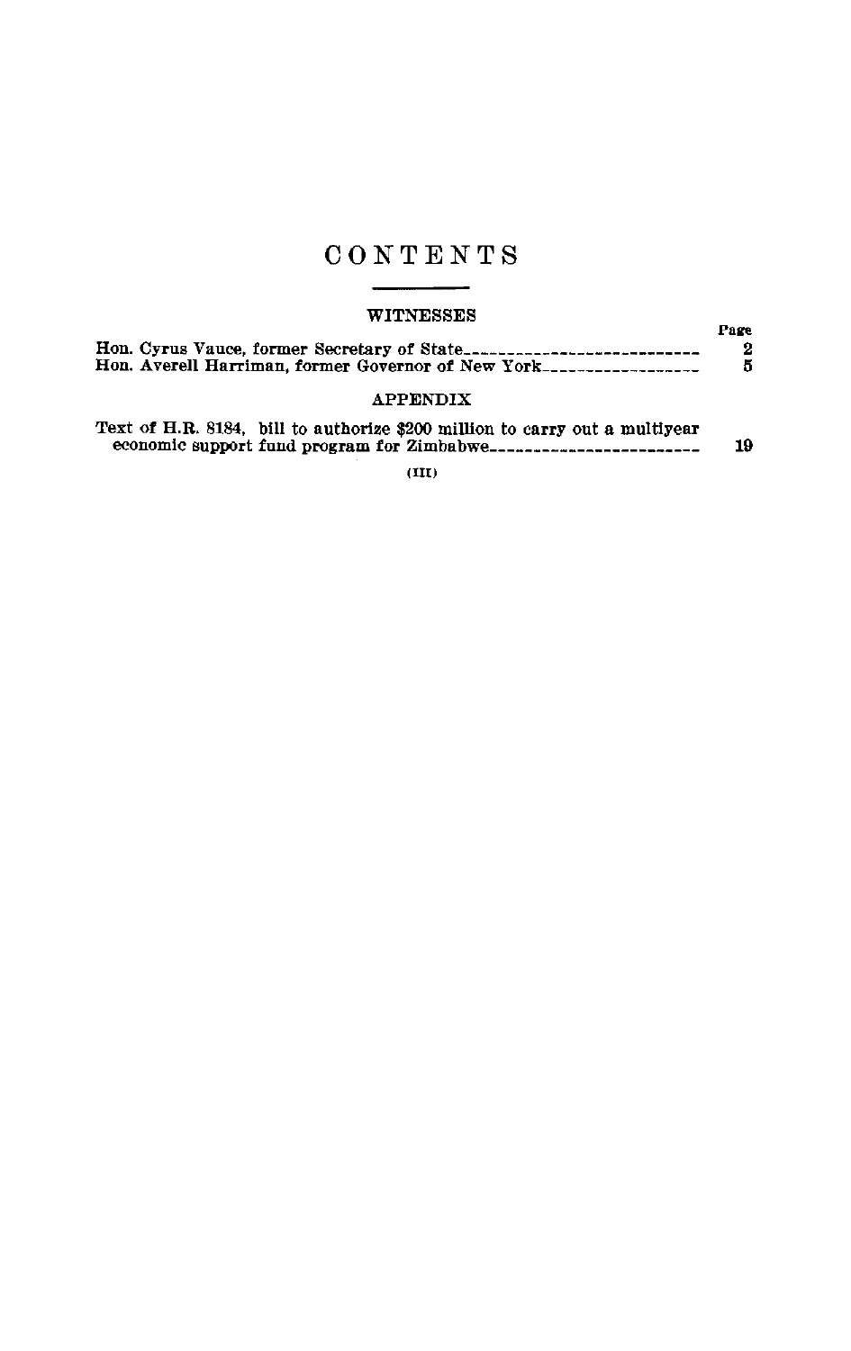# CONTENTS

## WITNESSES

| | Page |
|---|---|
| Hon. Cyrus Vance, former Secretary of State | 2 |
| Hon. Averell Harriman, former Governor of New York | 5 |

## APPENDIX

| | |
|---|---|
| Text of H.R. 8184, bill to authorize $200 million to carry out a multiyear economic support fund program for Zimbabwe | 19 |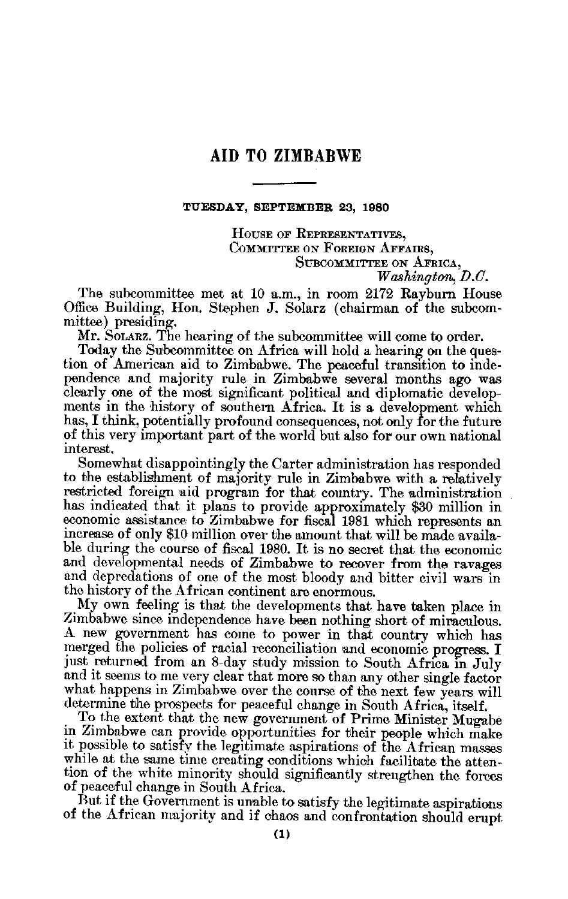# AID TO ZIMBABWE

---

**TUESDAY, SEPTEMBER 23, 1980**

HOUSE OF REPRESENTATIVES,
COMMITTEE ON FOREIGN AFFAIRS,
SUBCOMMITTEE ON AFRICA,
*Washington, D.C.*

The subcommittee met at 10 a.m., in room 2172 Rayburn House Office Building, Hon. Stephen J. Solarz (chairman of the subcommittee) presiding.

Mr. SOLARZ. The hearing of the subcommittee will come to order.

Today the Subcommittee on Africa will hold a hearing on the question of American aid to Zimbabwe. The peaceful transition to independence and majority rule in Zimbabwe several months ago was clearly one of the most significant political and diplomatic developments in the history of southern Africa. It is a development which has, I think, potentially profound consequences, not only for the future of this very important part of the world but also for our own national interest.

Somewhat disappointingly the Carter administration has responded to the establishment of majority rule in Zimbabwe with a relatively restricted foreign aid program for that country. The administration has indicated that it plans to provide approximately $30 million in economic assistance to Zimbabwe for fiscal 1981 which represents an increase of only $10 million over the amount that will be made available during the course of fiscal 1980. It is no secret that the economic and developmental needs of Zimbabwe to recover from the ravages and depredations of one of the most bloody and bitter civil wars in the history of the African continent are enormous.

My own feeling is that the developments that have taken place in Zimbabwe since independence have been nothing short of miraculous. A new government has come to power in that country which has merged the policies of racial reconciliation and economic progress. I just returned from an 8-day study mission to South Africa in July and it seems to me very clear that more so than any other single factor what happens in Zimbabwe over the course of the next few years will determine the prospects for peaceful change in South Africa, itself.

To the extent that the new government of Prime Minister Mugabe in Zimbabwe can provide opportunities for their people which make it possible to satisfy the legitimate aspirations of the African masses while at the same time creating conditions which facilitate the attention of the white minority should significantly strengthen the forces of peaceful change in South Africa.

But if the Government is unable to satisfy the legitimate aspirations of the African majority and if chaos and confrontation should erupt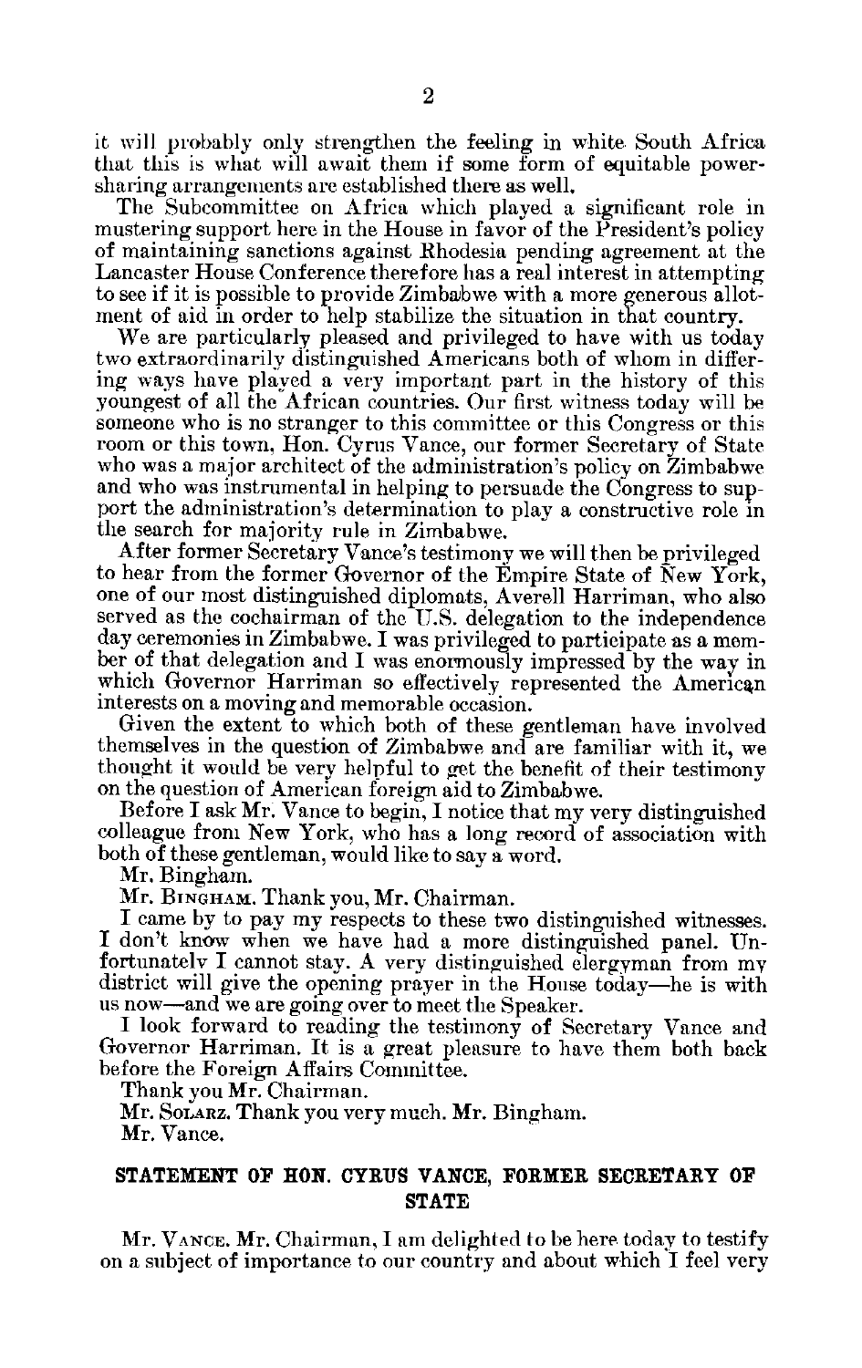it will probably only strengthen the feeling in white South Africa that this is what will await them if some form of equitable power-sharing arrangements are established there as well.

The Subcommittee on Africa which played a significant role in mustering support here in the House in favor of the President's policy of maintaining sanctions against Rhodesia pending agreement at the Lancaster House Conference therefore has a real interest in attempting to see if it is possible to provide Zimbabwe with a more generous allotment of aid in order to help stabilize the situation in that country.

We are particularly pleased and privileged to have with us today two extraordinarily distinguished Americans both of whom in differing ways have played a very important part in the history of this youngest of all the African countries. Our first witness today will be someone who is no stranger to this committee or this Congress or this room or this town, Hon. Cyrus Vance, our former Secretary of State who was a major architect of the administration's policy on Zimbabwe and who was instrumental in helping to persuade the Congress to support the administration's determination to play a constructive role in the search for majority rule in Zimbabwe.

After former Secretary Vance's testimony we will then be privileged to hear from the former Governor of the Empire State of New York, one of our most distinguished diplomats, Averell Harriman, who also served as the cochairman of the U.S. delegation to the independence day ceremonies in Zimbabwe. I was privileged to participate as a member of that delegation and I was enormously impressed by the way in which Governor Harriman so effectively represented the American interests on a moving and memorable occasion.

Given the extent to which both of these gentleman have involved themselves in the question of Zimbabwe and are familiar with it, we thought it would be very helpful to get the benefit of their testimony on the question of American foreign aid to Zimbabwe.

Before I ask Mr. Vance to begin, I notice that my very distinguished colleague from New York, who has a long record of association with both of these gentleman, would like to say a word.

Mr. Bingham.

Mr. BINGHAM. Thank you, Mr. Chairman.

I came by to pay my respects to these two distinguished witnesses. I don't know when we have had a more distinguished panel. Unfortunately I cannot stay. A very distinguished clergyman from my district will give the opening prayer in the House today—he is with us now—and we are going over to meet the Speaker.

I look forward to reading the testimony of Secretary Vance and Governor Harriman. It is a great pleasure to have them both back before the Foreign Affairs Committee.

Thank you Mr. Chairman.

Mr. SOLARZ. Thank you very much. Mr. Bingham.

Mr. Vance.

## STATEMENT OF HON. CYRUS VANCE, FORMER SECRETARY OF STATE

Mr. VANCE. Mr. Chairman, I am delighted to be here today to testify on a subject of importance to our country and about which I feel very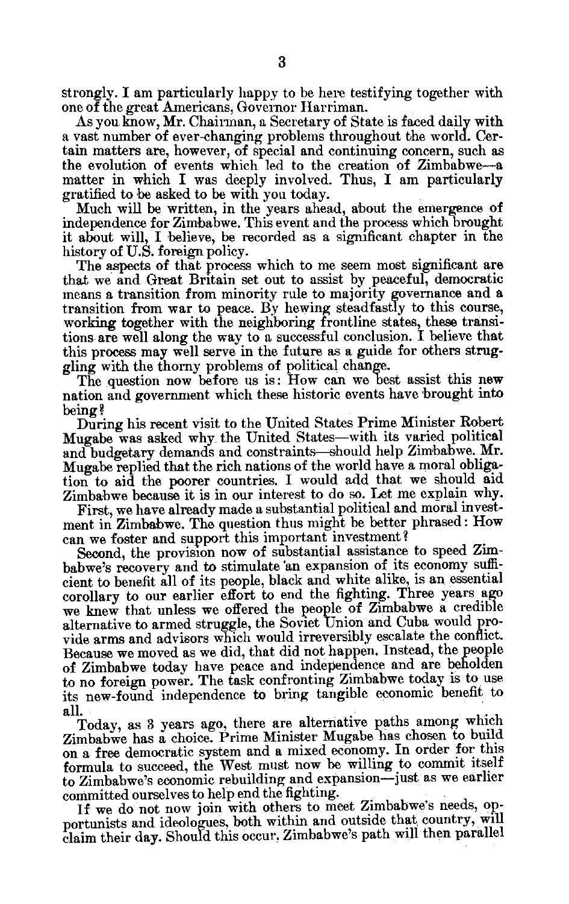strongly. I am particularly happy to be here testifying together with one of the great Americans, Governor Harriman.

As you know, Mr. Chairman, a Secretary of State is faced daily with a vast number of ever-changing problems throughout the world. Certain matters are, however, of special and continuing concern, such as the evolution of events which led to the creation of Zimbabwe—a matter in which I was deeply involved. Thus, I am particularly gratified to be asked to be with you today.

Much will be written, in the years ahead, about the emergence of independence for Zimbabwe. This event and the process which brought it about will, I believe, be recorded as a significant chapter in the history of U.S. foreign policy.

The aspects of that process which to me seem most significant are that we and Great Britain set out to assist by peaceful, democratic means a transition from minority rule to majority governance and a transition from war to peace. By hewing steadfastly to this course, working together with the neighboring frontline states, these transitions are well along the way to a successful conclusion. I believe that this process may well serve in the future as a guide for others struggling with the thorny problems of political change.

The question now before us is: How can we best assist this new nation and government which these historic events have brought into being?

During his recent visit to the United States Prime Minister Robert Mugabe was asked why the United States—with its varied political and budgetary demands and constraints—should help Zimbabwe. Mr. Mugabe replied that the rich nations of the world have a moral obligation to aid the poorer countries. I would add that we should aid Zimbabwe because it is in our interest to do so. Let me explain why.

First, we have already made a substantial political and moral investment in Zimbabwe. The question thus might be better phrased: How can we foster and support this important investment?

Second, the provision now of substantial assistance to speed Zimbabwe's recovery and to stimulate an expansion of its economy sufficient to benefit all of its people, black and white alike, is an essential corollary to our earlier effort to end the fighting. Three years ago we knew that unless we offered the people of Zimbabwe a credible alternative to armed struggle, the Soviet Union and Cuba would provide arms and advisors which would irreversibly escalate the conflict. Because we moved as we did, that did not happen. Instead, the people of Zimbabwe today have peace and independence and are beholden to no foreign power. The task confronting Zimbabwe today is to use its new-found independence to bring tangible economic benefit to all.

Today, as 3 years ago, there are alternative paths among which Zimbabwe has a choice. Prime Minister Mugabe has chosen to build on a free democratic system and a mixed economy. In order for this formula to succeed, the West must now be willing to commit itself to Zimbabwe's economic rebuilding and expansion—just as we earlier committed ourselves to help end the fighting.

If we do not now join with others to meet Zimbabwe's needs, opportunists and ideologues, both within and outside that country, will claim their day. Should this occur, Zimbabwe's path will then parallel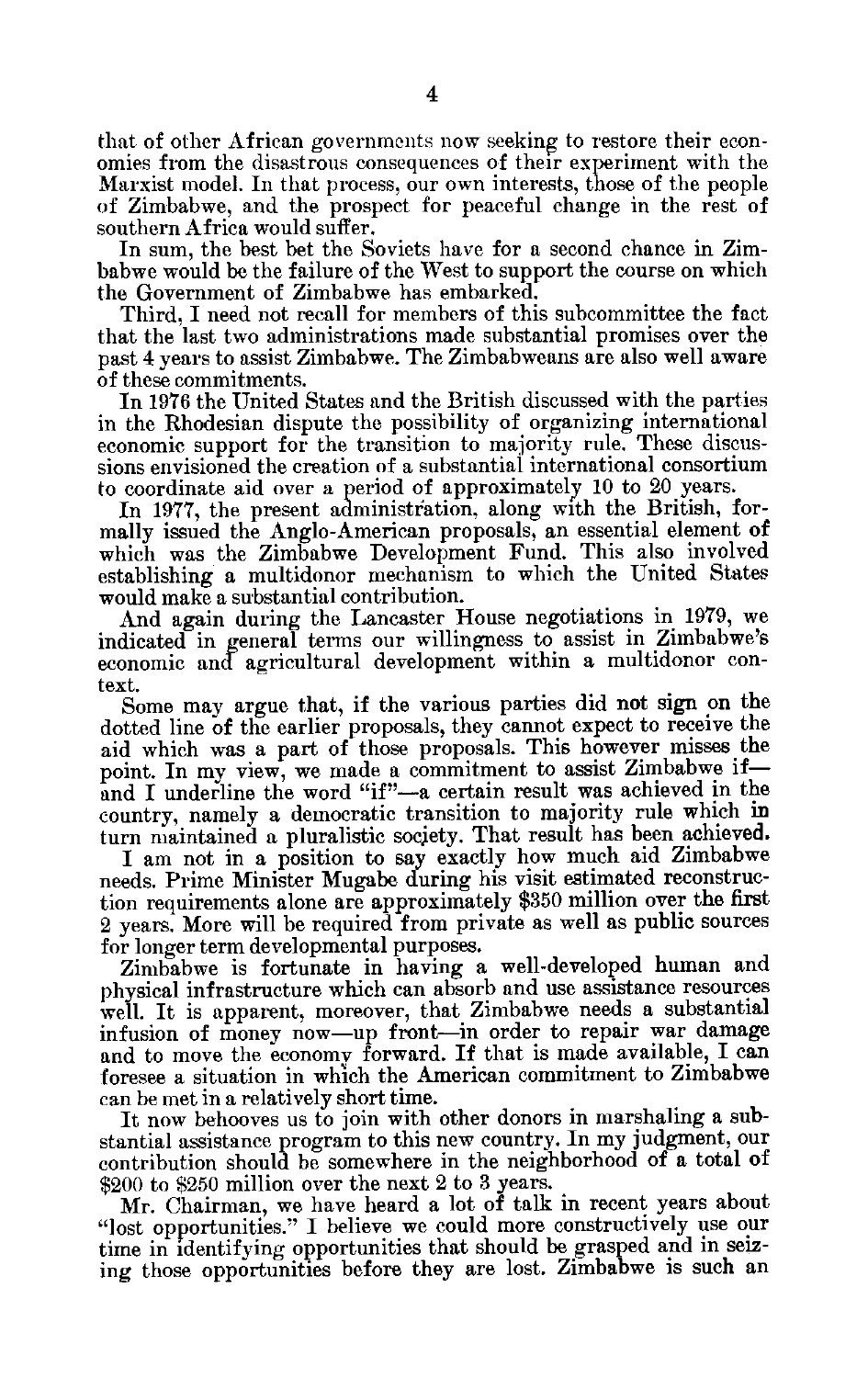that of other African governments now seeking to restore their economies from the disastrous consequences of their experiment with the Marxist model. In that process, our own interests, those of the people of Zimbabwe, and the prospect for peaceful change in the rest of southern Africa would suffer.

In sum, the best bet the Soviets have for a second chance in Zimbabwe would be the failure of the West to support the course on which the Government of Zimbabwe has embarked.

Third, I need not recall for members of this subcommittee the fact that the last two administrations made substantial promises over the past 4 years to assist Zimbabwe. The Zimbabweans are also well aware of these commitments.

In 1976 the United States and the British discussed with the parties in the Rhodesian dispute the possibility of organizing international economic support for the transition to majority rule. These discussions envisioned the creation of a substantial international consortium to coordinate aid over a period of approximately 10 to 20 years.

In 1977, the present administration, along with the British, formally issued the Anglo-American proposals, an essential element of which was the Zimbabwe Development Fund. This also involved establishing a multidonor mechanism to which the United States would make a substantial contribution.

And again during the Lancaster House negotiations in 1979, we indicated in general terms our willingness to assist in Zimbabwe's economic and agricultural development within a multidonor context.

Some may argue that, if the various parties did not sign on the dotted line of the earlier proposals, they cannot expect to receive the aid which was a part of those proposals. This however misses the point. In my view, we made a commitment to assist Zimbabwe if—and I underline the word "if"—a certain result was achieved in the country, namely a democratic transition to majority rule which in turn maintained a pluralistic society. That result has been achieved.

I am not in a position to say exactly how much aid Zimbabwe needs. Prime Minister Mugabe during his visit estimated reconstruction requirements alone are approximately $350 million over the first 2 years. More will be required from private as well as public sources for longer term developmental purposes.

Zimbabwe is fortunate in having a well-developed human and physical infrastructure which can absorb and use assistance resources well. It is apparent, moreover, that Zimbabwe needs a substantial infusion of money now—up front—in order to repair war damage and to move the economy forward. If that is made available, I can foresee a situation in which the American commitment to Zimbabwe can be met in a relatively short time.

It now behooves us to join with other donors in marshaling a substantial assistance program to this new country. In my judgment, our contribution should be somewhere in the neighborhood of a total of $200 to $250 million over the next 2 to 3 years.

Mr. Chairman, we have heard a lot of talk in recent years about "lost opportunities." I believe we could more constructively use our time in identifying opportunities that should be grasped and in seizing those opportunities before they are lost. Zimbabwe is such an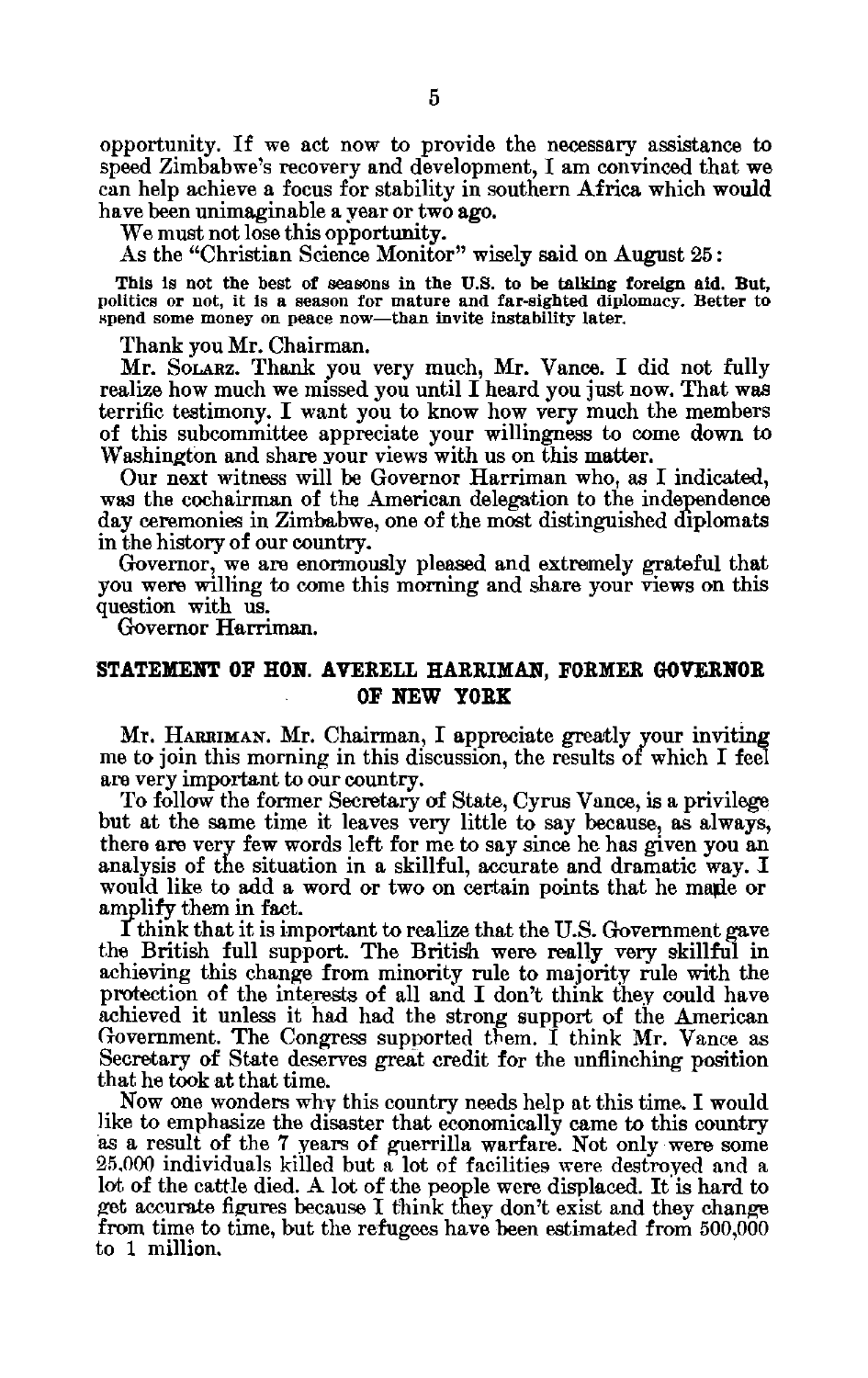opportunity. If we act now to provide the necessary assistance to speed Zimbabwe's recovery and development, I am convinced that we can help achieve a focus for stability in southern Africa which would have been unimaginable a year or two ago.

We must not lose this opportunity.

As the "Christian Science Monitor" wisely said on August 25:

> This is not the best of seasons in the U.S. to be talking foreign aid. But, politics or not, it is a season for mature and far-sighted diplomacy. Better to spend some money on peace now—than invite instability later.

Thank you Mr. Chairman.

Mr. SOLARZ. Thank you very much, Mr. Vance. I did not fully realize how much we missed you until I heard you just now. That was terrific testimony. I want you to know how very much the members of this subcommittee appreciate your willingness to come down to Washington and share your views with us on this matter.

Our next witness will be Governor Harriman who, as I indicated, was the cochairman of the American delegation to the independence day ceremonies in Zimbabwe, one of the most distinguished diplomats in the history of our country.

Governor, we are enormously pleased and extremely grateful that you were willing to come this morning and share your views on this question with us.

Governor Harriman.

## STATEMENT OF HON. AVERELL HARRIMAN, FORMER GOVERNOR OF NEW YORK

Mr. HARRIMAN. Mr. Chairman, I appreciate greatly your inviting me to join this morning in this discussion, the results of which I feel are very important to our country.

To follow the former Secretary of State, Cyrus Vance, is a privilege but at the same time it leaves very little to say because, as always, there are very few words left for me to say since he has given you an analysis of the situation in a skillful, accurate and dramatic way. I would like to add a word or two on certain points that he made or amplify them in fact.

I think that it is important to realize that the U.S. Government gave the British full support. The British were really very skillful in achieving this change from minority rule to majority rule with the protection of the interests of all and I don't think they could have achieved it unless it had had the strong support of the American Government. The Congress supported them. I think Mr. Vance as Secretary of State deserves great credit for the unflinching position that he took at that time.

Now one wonders why this country needs help at this time. I would like to emphasize the disaster that economically came to this country as a result of the 7 years of guerrilla warfare. Not only were some 25,000 individuals killed but a lot of facilities were destroyed and a lot of the cattle died. A lot of the people were displaced. It is hard to get accurate figures because I think they don't exist and they change from time to time, but the refugees have been estimated from 500,000 to 1 million.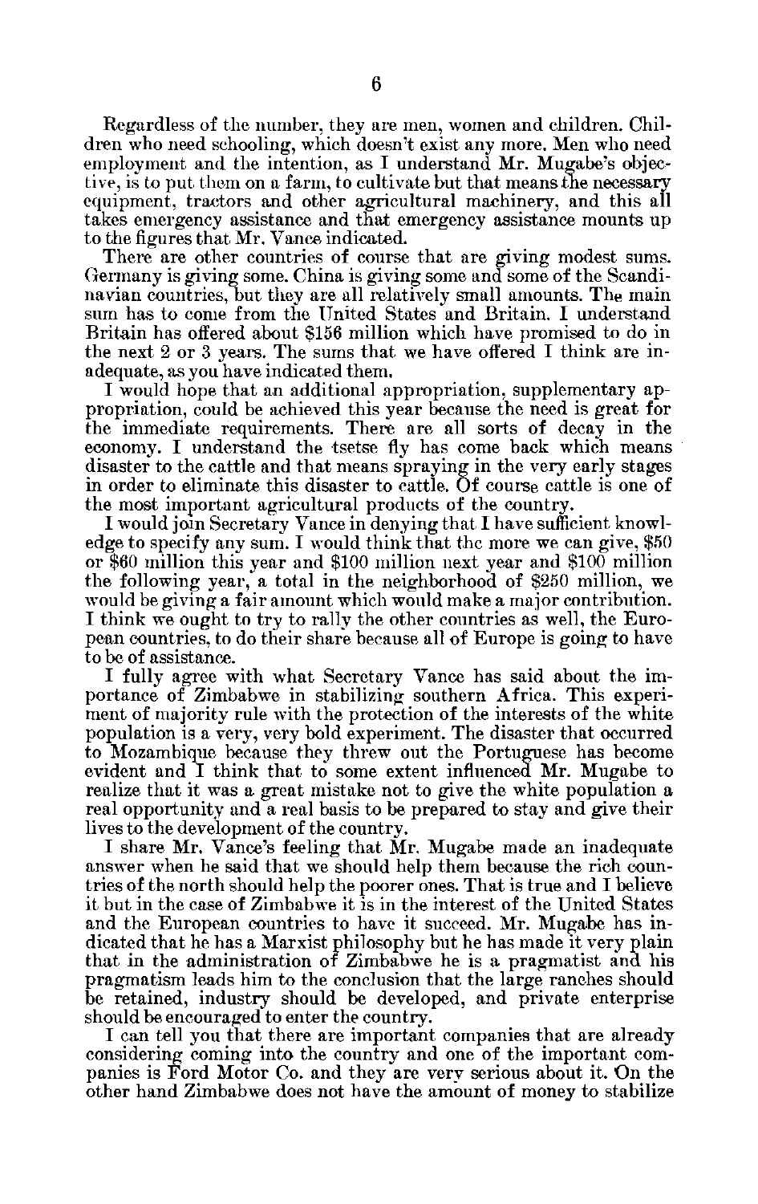Regardless of the number, they are men, women and children. Children who need schooling, which doesn't exist any more. Men who need employment and the intention, as I understand Mr. Mugabe's objective, is to put them on a farm, to cultivate but that means the necessary equipment, tractors and other agricultural machinery, and this all takes emergency assistance and that emergency assistance mounts up to the figures that Mr. Vance indicated.

There are other countries of course that are giving modest sums. Germany is giving some. China is giving some and some of the Scandinavian countries, but they are all relatively small amounts. The main sum has to come from the United States and Britain. I understand Britain has offered about $156 million which have promised to do in the next 2 or 3 years. The sums that we have offered I think are inadequate, as you have indicated them.

I would hope that an additional appropriation, supplementary appropriation, could be achieved this year because the need is great for the immediate requirements. There are all sorts of decay in the economy. I understand the tsetse fly has come back which means disaster to the cattle and that means spraying in the very early stages in order to eliminate this disaster to cattle. Of course cattle is one of the most important agricultural products of the country.

I would join Secretary Vance in denying that I have sufficient knowledge to specify any sum. I would think that the more we can give, $50 or $60 million this year and $100 million next year and $100 million the following year, a total in the neighborhood of $250 million, we would be giving a fair amount which would make a major contribution. I think we ought to try to rally the other countries as well, the European countries, to do their share because all of Europe is going to have to be of assistance.

I fully agree with what Secretary Vance has said about the importance of Zimbabwe in stabilizing southern Africa. This experiment of majority rule with the protection of the interests of the white population is a very, very bold experiment. The disaster that occurred to Mozambique because they threw out the Portuguese has become evident and I think that to some extent influenced Mr. Mugabe to realize that it was a great mistake not to give the white population a real opportunity and a real basis to be prepared to stay and give their lives to the development of the country.

I share Mr. Vance's feeling that Mr. Mugabe made an inadequate answer when he said that we should help them because the rich countries of the north should help the poorer ones. That is true and I believe it but in the case of Zimbabwe it is in the interest of the United States and the European countries to have it succeed. Mr. Mugabe has indicated that he has a Marxist philosophy but he has made it very plain that in the administration of Zimbabwe he is a pragmatist and his pragmatism leads him to the conclusion that the large ranches should be retained, industry should be developed, and private enterprise should be encouraged to enter the country.

I can tell you that there are important companies that are already considering coming into the country and one of the important companies is Ford Motor Co. and they are very serious about it. On the other hand Zimbabwe does not have the amount of money to stabilize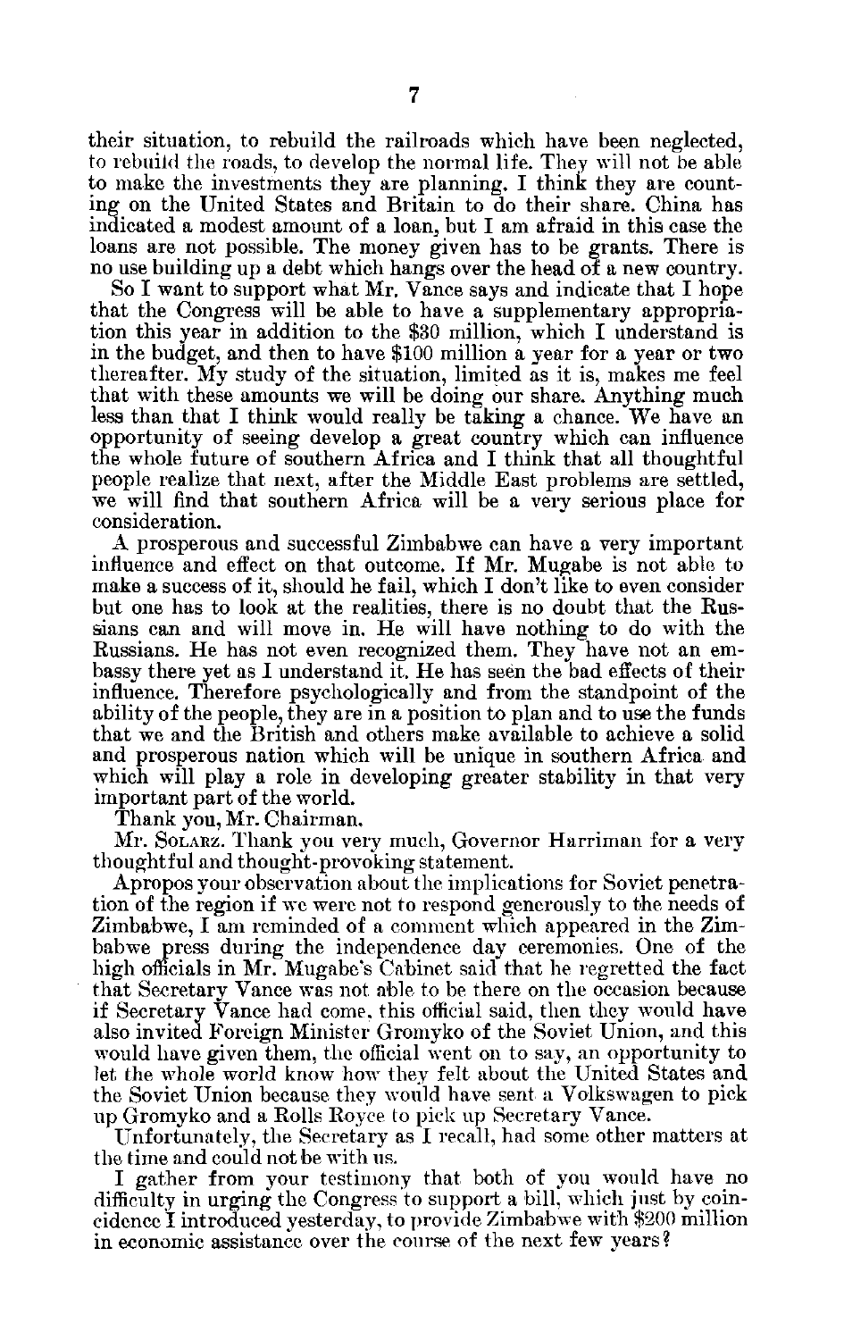their situation, to rebuild the railroads which have been neglected, to rebuild the roads, to develop the normal life. They will not be able to make the investments they are planning. I think they are counting on the United States and Britain to do their share. China has indicated a modest amount of a loan, but I am afraid in this case the loans are not possible. The money given has to be grants. There is no use building up a debt which hangs over the head of a new country.

So I want to support what Mr. Vance says and indicate that I hope that the Congress will be able to have a supplementary appropriation this year in addition to the $30 million, which I understand is in the budget, and then to have $100 million a year for a year or two thereafter. My study of the situation, limited as it is, makes me feel that with these amounts we will be doing our share. Anything much less than that I think would really be taking a chance. We have an opportunity of seeing develop a great country which can influence the whole future of southern Africa and I think that all thoughtful people realize that next, after the Middle East problems are settled, we will find that southern Africa will be a very serious place for consideration.

A prosperous and successful Zimbabwe can have a very important influence and effect on that outcome. If Mr. Mugabe is not able to make a success of it, should he fail, which I don't like to even consider but one has to look at the realities, there is no doubt that the Russians can and will move in. He will have nothing to do with the Russians. He has not even recognized them. They have not an embassy there yet as I understand it. He has seen the bad effects of their influence. Therefore psychologically and from the standpoint of the ability of the people, they are in a position to plan and to use the funds that we and the British and others make available to achieve a solid and prosperous nation which will be unique in southern Africa and which will play a role in developing greater stability in that very important part of the world.

Thank you, Mr. Chairman.

Mr. SOLARZ. Thank you very much, Governor Harriman for a very thoughtful and thought-provoking statement.

Apropos your observation about the implications for Soviet penetration of the region if we were not to respond generously to the needs of Zimbabwe, I am reminded of a comment which appeared in the Zimbabwe press during the independence day ceremonies. One of the high officials in Mr. Mugabe's Cabinet said that he regretted the fact that Secretary Vance was not able to be there on the occasion because if Secretary Vance had come, this official said, then they would have also invited Foreign Minister Gromyko of the Soviet Union, and this would have given them, the official went on to say, an opportunity to let the whole world know how they felt about the United States and the Soviet Union because they would have sent a Volkswagen to pick up Gromyko and a Rolls Royce to pick up Secretary Vance.

Unfortunately, the Secretary as I recall, had some other matters at the time and could not be with us.

I gather from your testimony that both of you would have no difficulty in urging the Congress to support a bill, which just by coincidence I introduced yesterday, to provide Zimbabwe with $200 million in economic assistance over the course of the next few years?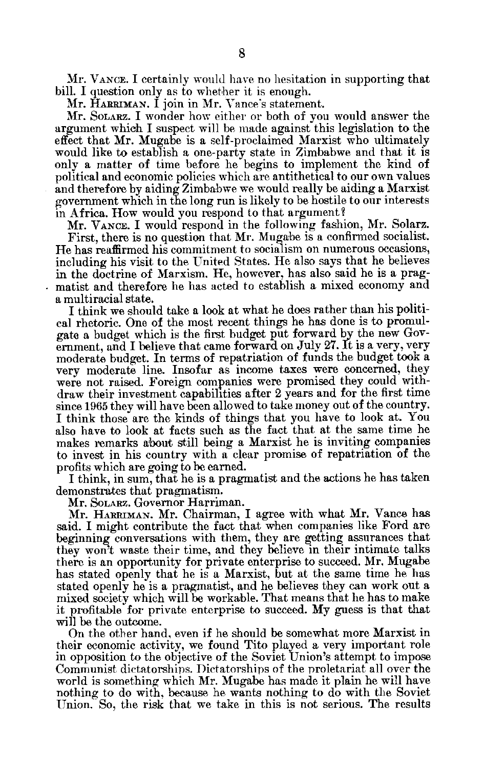Mr. VANCE. I certainly would have no hesitation in supporting that bill. I question only as to whether it is enough.

Mr. HARRIMAN. I join in Mr. Vance's statement.

Mr. SOLARZ. I wonder how either or both of you would answer the argument which I suspect will be made against this legislation to the effect that Mr. Mugabe is a self-proclaimed Marxist who ultimately would like to establish a one-party state in Zimbabwe and that it is only a matter of time before he begins to implement the kind of political and economic policies which are antithetical to our own values and therefore by aiding Zimbabwe we would really be aiding a Marxist government which in the long run is likely to be hostile to our interests in Africa. How would you respond to that argument?

Mr. VANCE. I would respond in the following fashion, Mr. Solarz.

First, there is no question that Mr. Mugabe is a confirmed socialist. He has reaffirmed his commitment to socialism on numerous occasions, including his visit to the United States. He also says that he believes in the doctrine of Marxism. He, however, has also said he is a pragmatist and therefore he has acted to establish a mixed economy and a multiracial state.

I think we should take a look at what he does rather than his political rhetoric. One of the most recent things he has done is to promulgate a budget which is the first budget put forward by the new Government, and I believe that came forward on July 27. It is a very, very moderate budget. In terms of repatriation of funds the budget took a very moderate line. Insofar as income taxes were concerned, they were not raised. Foreign companies were promised they could withdraw their investment capabilities after 2 years and for the first time since 1965 they will have been allowed to take money out of the country. I think those are the kinds of things that you have to look at. You also have to look at facts such as the fact that at the same time he makes remarks about still being a Marxist he is inviting companies to invest in his country with a clear promise of repatriation of the profits which are going to be earned.

I think, in sum, that he is a pragmatist and the actions he has taken demonstrates that pragmatism.

Mr. SOLARZ. Governor Harriman.

Mr. HARRIMAN. Mr. Chairman, I agree with what Mr. Vance has said. I might contribute the fact that when companies like Ford are beginning conversations with them, they are getting assurances that they won't waste their time, and they believe in their intimate talks there is an opportunity for private enterprise to succeed. Mr. Mugabe has stated openly that he is a Marxist, but at the same time he has stated openly he is a pragmatist, and he believes they can work out a mixed society which will be workable. That means that he has to make it profitable for private enterprise to succeed. My guess is that that will be the outcome.

On the other hand, even if he should be somewhat more Marxist in their economic activity, we found Tito played a very important role in opposition to the objective of the Soviet Union's attempt to impose Communist dictatorships. Dictatorships of the proletariat all over the world is something which Mr. Mugabe has made it plain he will have nothing to do with, because he wants nothing to do with the Soviet Union. So, the risk that we take in this is not serious. The results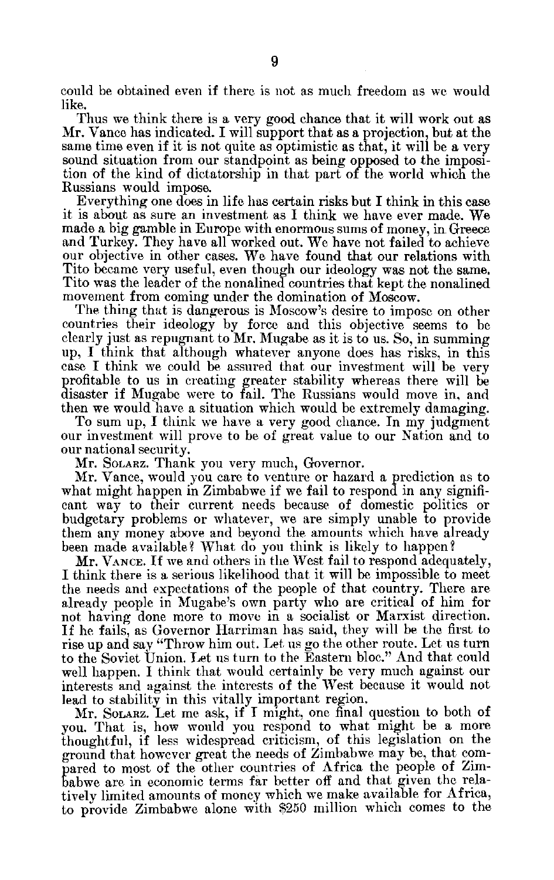could be obtained even if there is not as much freedom as we would like.

Thus we think there is a very good chance that it will work out as Mr. Vance has indicated. I will support that as a projection, but at the same time even if it is not quite as optimistic as that, it will be a very sound situation from our standpoint as being opposed to the imposition of the kind of dictatorship in that part of the world which the Russians would impose.

Everything one does in life has certain risks but I think in this case it is about as sure an investment as I think we have ever made. We made a big gamble in Europe with enormous sums of money, in Greece and Turkey. They have all worked out. We have not failed to achieve our objective in other cases. We have found that our relations with Tito became very useful, even though our ideology was not the same. Tito was the leader of the nonalined countries that kept the nonalined movement from coming under the domination of Moscow.

The thing that is dangerous is Moscow's desire to impose on other countries their ideology by force and this objective seems to be clearly just as repugnant to Mr. Mugabe as it is to us. So, in summing up, I think that although whatever anyone does has risks, in this case I think we could be assured that our investment will be very profitable to us in creating greater stability whereas there will be disaster if Mugabe were to fail. The Russians would move in, and then we would have a situation which would be extremely damaging.

To sum up, I think we have a very good chance. In my judgment our investment will prove to be of great value to our Nation and to our national security.

Mr. SOLARZ. Thank you very much, Governor.

Mr. Vance, would you care to venture or hazard a prediction as to what might happen in Zimbabwe if we fail to respond in any significant way to their current needs because of domestic politics or budgetary problems or whatever, we are simply unable to provide them any money above and beyond the amounts which have already been made available? What do you think is likely to happen?

Mr. VANCE. If we and others in the West fail to respond adequately, I think there is a serious likelihood that it will be impossible to meet the needs and expectations of the people of that country. There are already people in Mugabe's own party who are critical of him for not having done more to move in a socialist or Marxist direction. If he fails, as Governor Harriman has said, they will be the first to rise up and say "Throw him out. Let us go the other route. Let us turn to the Soviet Union. Let us turn to the Eastern bloc." And that could well happen. I think that would certainly be very much against our interests and against the interests of the West because it would not lead to stability in this vitally important region.

Mr. SOLARZ. Let me ask, if I might, one final question to both of you. That is, how would you respond to what might be a more thoughtful, if less widespread criticism, of this legislation on the ground that however great the needs of Zimbabwe may be, that compared to most of the other countries of Africa the people of Zimbabwe are in economic terms far better off and that given the relatively limited amounts of money which we make available for Africa, to provide Zimbabwe alone with $250 million which comes to the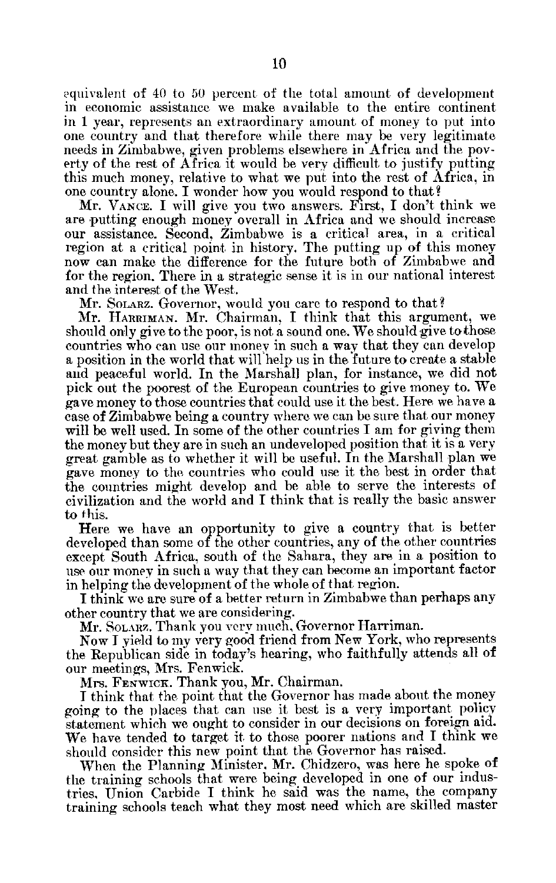equivalent of 40 to 50 percent of the total amount of development in economic assistance we make available to the entire continent in 1 year, represents an extraordinary amount of money to put into one country and that therefore while there may be very legitimate needs in Zimbabwe, given problems elsewhere in Africa and the poverty of the rest of Africa it would be very difficult to justify putting this much money, relative to what we put into the rest of Africa, in one country alone. I wonder how you would respond to that?

Mr. VANCE. I will give you two answers. First, I don't think we are putting enough money overall in Africa and we should increase our assistance. Second, Zimbabwe is a critical area, in a critical region at a critical point in history. The putting up of this money now can make the difference for the future both of Zimbabwe and for the region. There in a strategic sense it is in our national interest and the interest of the West.

Mr. SOLARZ. Governor, would you care to respond to that?

Mr. HARRIMAN. Mr. Chairman, I think that this argument, we should only give to the poor, is not a sound one. We should give to those countries who can use our money in such a way that they can develop a position in the world that will help us in the future to create a stable and peaceful world. In the Marshall plan, for instance, we did not pick out the poorest of the European countries to give money to. We gave money to those countries that could use it the best. Here we have a case of Zimbabwe being a country where we can be sure that our money will be well used. In some of the other countries I am for giving them the money but they are in such an undeveloped position that it is a very great gamble as to whether it will be useful. In the Marshall plan we gave money to the countries who could use it the best in order that the countries might develop and be able to serve the interests of civilization and the world and I think that is really the basic answer to this.

Here we have an opportunity to give a country that is better developed than some of the other countries, any of the other countries except South Africa, south of the Sahara, they are in a position to use our money in such a way that they can become an important factor in helping the development of the whole of that region.

I think we are sure of a better return in Zimbabwe than perhaps any other country that we are considering.

Mr. SOLARZ. Thank you very much, Governor Harriman.

Now I yield to my very good friend from New York, who represents the Republican side in today's hearing, who faithfully attends all of our meetings, Mrs. Fenwick.

Mrs. FENWICK. Thank you, Mr. Chairman.

I think that the point that the Governor has made about the money going to the places that can use it best is a very important policy statement which we ought to consider in our decisions on foreign aid. We have tended to target it to those poorer nations and I think we should consider this new point that the Governor has raised.

When the Planning Minister, Mr. Chidzero, was here he spoke of the training schools that were being developed in one of our industries, Union Carbide I think he said was the name, the company training schools teach what they most need which are skilled master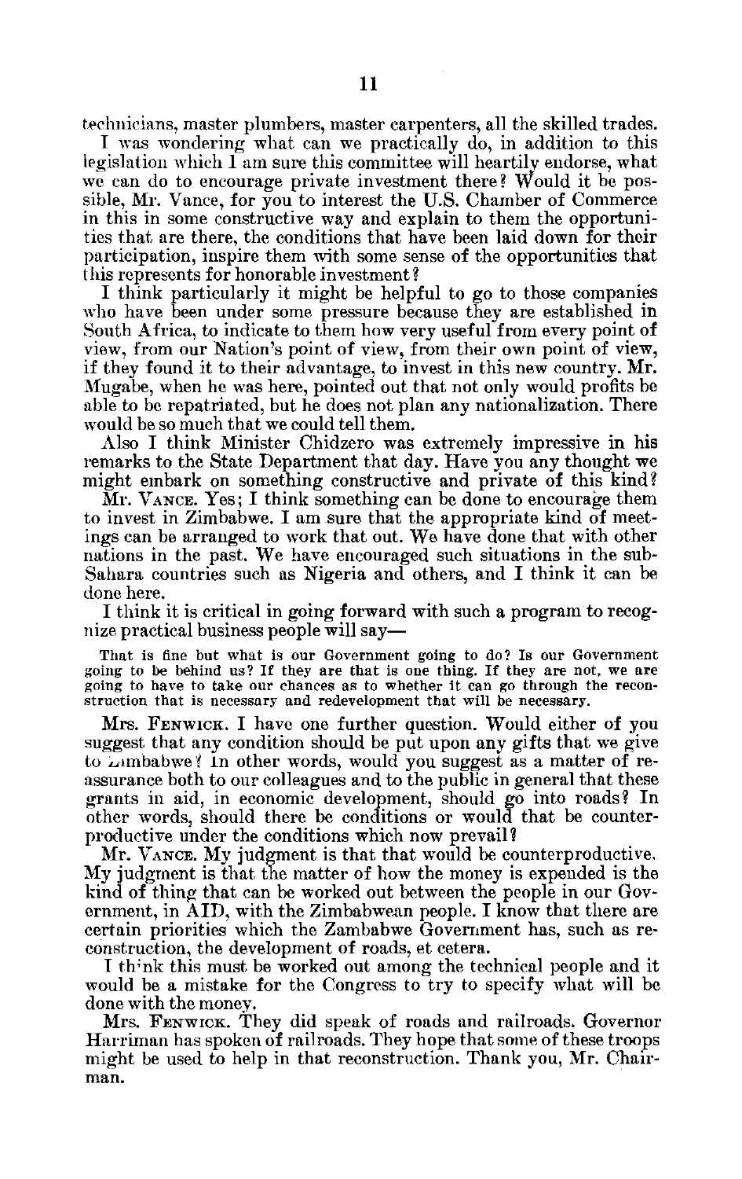technicians, master plumbers, master carpenters, all the skilled trades.

I was wondering what can we practically do, in addition to this legislation which I am sure this committee will heartily endorse, what we can do to encourage private investment there? Would it be possible, Mr. Vance, for you to interest the U.S. Chamber of Commerce in this in some constructive way and explain to them the opportunities that are there, the conditions that have been laid down for their participation, inspire them with some sense of the opportunities that this represents for honorable investment?

I think particularly it might be helpful to go to those companies who have been under some pressure because they are established in South Africa, to indicate to them how very useful from every point of view, from our Nation's point of view, from their own point of view, if they found it to their advantage, to invest in this new country. Mr. Mugabe, when he was here, pointed out that not only would profits be able to be repatriated, but he does not plan any nationalization. There would be so much that we could tell them.

Also I think Minister Chidzero was extremely impressive in his remarks to the State Department that day. Have you any thought we might embark on something constructive and private of this kind?

Mr. VANCE. Yes; I think something can be done to encourage them to invest in Zimbabwe. I am sure that the appropriate kind of meetings can be arranged to work that out. We have done that with other nations in the past. We have encouraged such situations in the sub-Sahara countries such as Nigeria and others, and I think it can be done here.

I think it is critical in going forward with such a program to recognize practical business people will say—

> That is fine but what is our Government going to do? Is our Government going to be behind us? If they are that is one thing. If they are not, we are going to have to take our chances as to whether it can go through the reconstruction that is necessary and redevelopment that will be necessary.

Mrs. FENWICK. I have one further question. Would either of you suggest that any condition should be put upon any gifts that we give to Zimbabwe? In other words, would you suggest as a matter of reassurance both to our colleagues and to the public in general that these grants in aid, in economic development, should go into roads? In other words, should there be conditions or would that be counterproductive under the conditions which now prevail?

Mr. VANCE. My judgment is that that would be counterproductive. My judgment is that the matter of how the money is expended is the kind of thing that can be worked out between the people in our Government, in AID, with the Zimbabwean people. I know that there are certain priorities which the Zambabwe Government has, such as reconstruction, the development of roads, et cetera.

I think this must be worked out among the technical people and it would be a mistake for the Congress to try to specify what will be done with the money.

Mrs. FENWICK. They did speak of roads and railroads. Governor Harriman has spoken of railroads. They hope that some of these troops might be used to help in that reconstruction. Thank you, Mr. Chairman.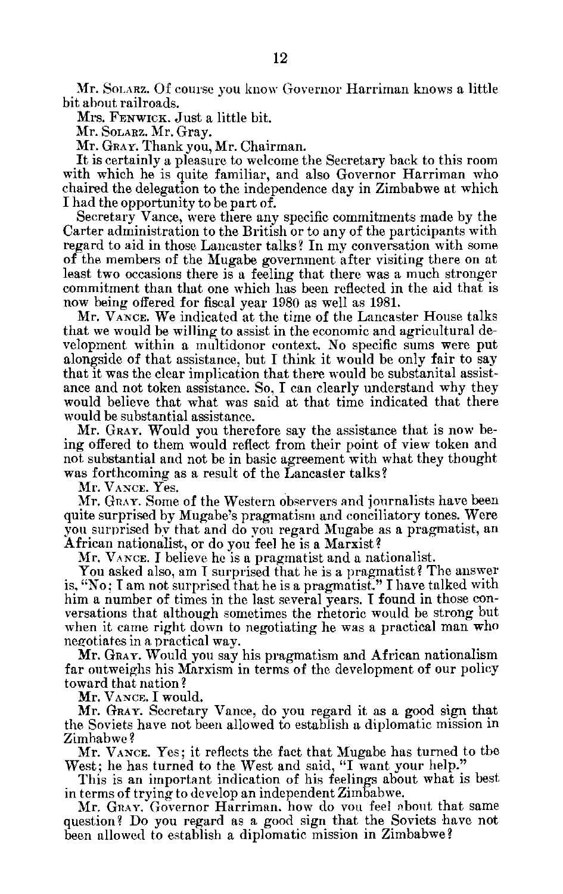Mr. SOLARZ. Of course you know Governor Harriman knows a little bit about railroads.

Mrs. FENWICK. Just a little bit.

Mr. SOLARZ. Mr. Gray.

Mr. GRAY. Thank you, Mr. Chairman.

It is certainly a pleasure to welcome the Secretary back to this room with which he is quite familiar, and also Governor Harriman who chaired the delegation to the independence day in Zimbabwe at which I had the opportunity to be part of.

Secretary Vance, were there any specific commitments made by the Carter administration to the British or to any of the participants with regard to aid in those Lancaster talks? In my conversation with some of the members of the Mugabe government after visiting there on at least two occasions there is a feeling that there was a much stronger commitment than that one which has been reflected in the aid that is now being offered for fiscal year 1980 as well as 1981.

Mr. VANCE. We indicated at the time of the Lancaster House talks that we would be willing to assist in the economic and agricultural development within a multidonor context. No specific sums were put alongside of that assistance, but I think it would be only fair to say that it was the clear implication that there would be substanital assistance and not token assistance. So, I can clearly understand why they would believe that what was said at that time indicated that there would be substantial assistance.

Mr. GRAY. Would you therefore say the assistance that is now being offered to them would reflect from their point of view token and not substantial and not be in basic agreement with what they thought was forthcoming as a result of the Lancaster talks?

Mr. VANCE. Yes.

Mr. GRAY. Some of the Western observers and journalists have been quite surprised by Mugabe's pragmatism and conciliatory tones. Were you surprised by that and do you regard Mugabe as a pragmatist, an African nationalist, or do you feel he is a Marxist?

Mr. VANCE. I believe he is a pragmatist and a nationalist.

You asked also, am I surprised that he is a pragmatist? The answer is, "No; I am not surprised that he is a pragmatist." I have talked with him a number of times in the last several years. I found in those conversations that although sometimes the rhetoric would be strong but when it came right down to negotiating he was a practical man who negotiates in a practical way.

Mr. GRAY. Would you say his pragmatism and African nationalism far outweighs his Marxism in terms of the development of our policy toward that nation?

Mr. VANCE. I would.

Mr. GRAY. Secretary Vance, do you regard it as a good sign that the Soviets have not been allowed to establish a diplomatic mission in Zimbabwe?

Mr. VANCE. Yes; it reflects the fact that Mugabe has turned to the West; he has turned to the West and said, "I want your help."

This is an important indication of his feelings about what is best in terms of trying to develop an independent Zimbabwe.

Mr. GRAY. Governor Harriman, how do you feel about that same question? Do you regard as a good sign that the Soviets have not been allowed to establish a diplomatic mission in Zimbabwe?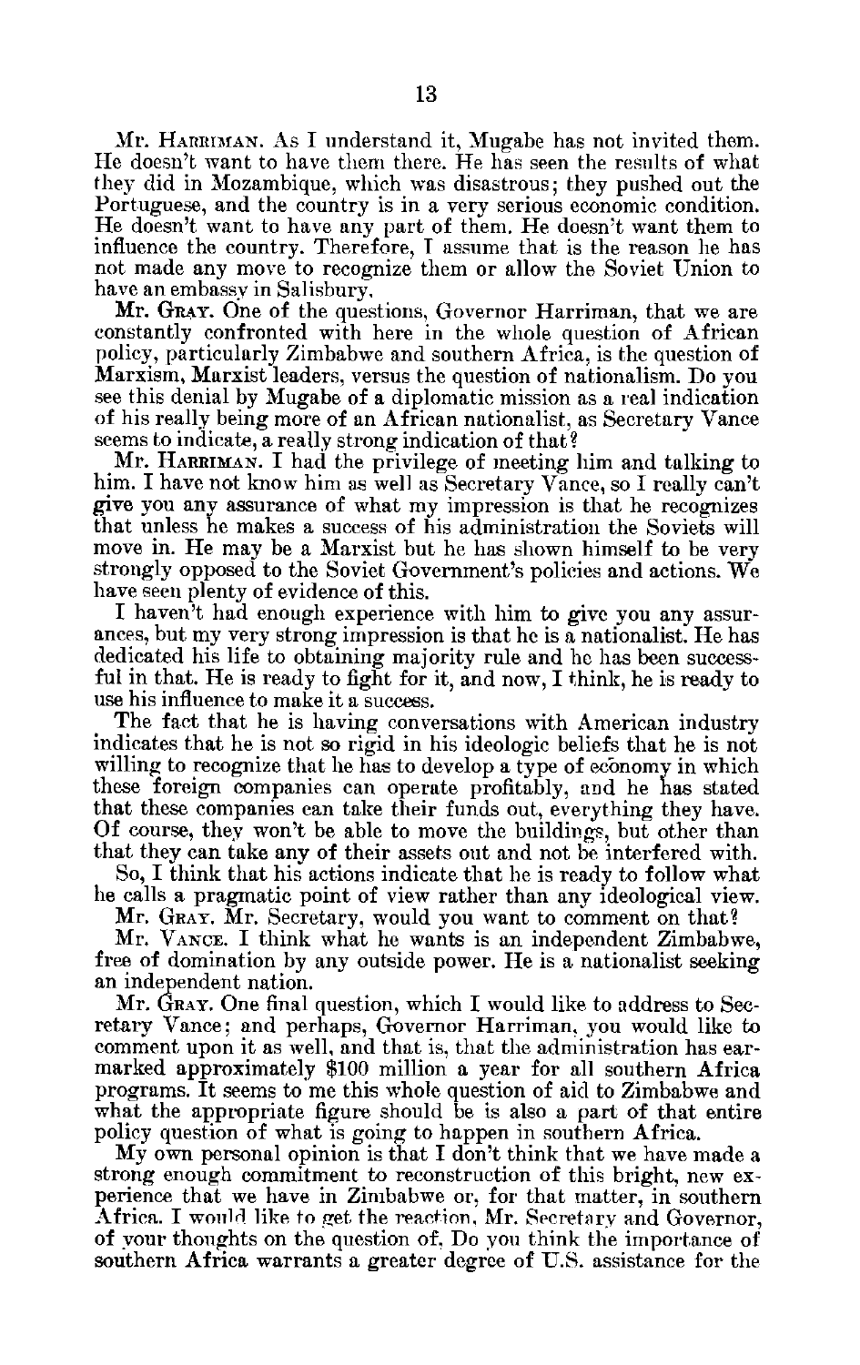Mr. HARRIMAN. As I understand it, Mugabe has not invited them. He doesn't want to have them there. He has seen the results of what they did in Mozambique, which was disastrous; they pushed out the Portuguese, and the country is in a very serious economic condition. He doesn't want to have any part of them. He doesn't want them to influence the country. Therefore, I assume that is the reason he has not made any move to recognize them or allow the Soviet Union to have an embassy in Salisbury.

Mr. GRAY. One of the questions, Governor Harriman, that we are constantly confronted with here in the whole question of African policy, particularly Zimbabwe and southern Africa, is the question of Marxism, Marxist leaders, versus the question of nationalism. Do you see this denial by Mugabe of a diplomatic mission as a real indication of his really being more of an African nationalist, as Secretary Vance seems to indicate, a really strong indication of that?

Mr. HARRIMAN. I had the privilege of meeting him and talking to him. I have not know him as well as Secretary Vance, so I really can't give you any assurance of what my impression is that he recognizes that unless he makes a success of his administration the Soviets will move in. He may be a Marxist but he has shown himself to be very strongly opposed to the Soviet Government's policies and actions. We have seen plenty of evidence of this.

I haven't had enough experience with him to give you any assurances, but my very strong impression is that he is a nationalist. He has dedicated his life to obtaining majority rule and he has been successful in that. He is ready to fight for it, and now, I think, he is ready to use his influence to make it a success.

The fact that he is having conversations with American industry indicates that he is not so rigid in his ideologic beliefs that he is not willing to recognize that he has to develop a type of economy in which these foreign companies can operate profitably, and he has stated that these companies can take their funds out, everything they have. Of course, they won't be able to move the buildings, but other than that they can take any of their assets out and not be interfered with.

So, I think that his actions indicate that he is ready to follow what he calls a pragmatic point of view rather than any ideological view.

Mr. GRAY. Mr. Secretary, would you want to comment on that?

Mr. VANCE. I think what he wants is an independent Zimbabwe, free of domination by any outside power. He is a nationalist seeking an independent nation.

Mr. GRAY. One final question, which I would like to address to Secretary Vance; and perhaps, Governor Harriman, you would like to comment upon it as well, and that is, that the administration has earmarked approximately $100 million a year for all southern Africa programs. It seems to me this whole question of aid to Zimbabwe and what the appropriate figure should be is also a part of that entire policy question of what is going to happen in southern Africa.

My own personal opinion is that I don't think that we have made a strong enough commitment to reconstruction of this bright, new experience that we have in Zimbabwe or, for that matter, in southern Africa. I would like to get the reaction, Mr. Secretary and Governor, of your thoughts on the question of, Do you think the importance of southern Africa warrants a greater degree of U.S. assistance for the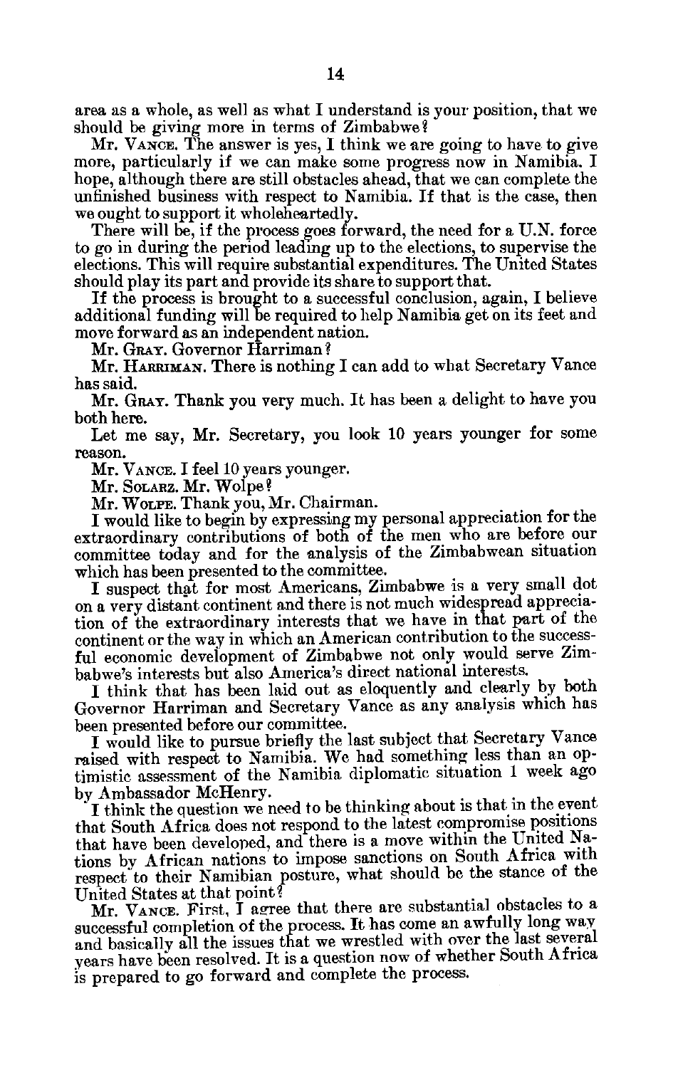area as a whole, as well as what I understand is your position, that we should be giving more in terms of Zimbabwe?

Mr. VANCE. The answer is yes, I think we are going to have to give more, particularly if we can make some progress now in Namibia. I hope, although there are still obstacles ahead, that we can complete the unfinished business with respect to Namibia. If that is the case, then we ought to support it wholeheartedly.

There will be, if the process goes forward, the need for a U.N. force to go in during the period leading up to the elections, to supervise the elections. This will require substantial expenditures. The United States should play its part and provide its share to support that.

If the process is brought to a successful conclusion, again, I believe additional funding will be required to help Namibia get on its feet and move forward as an independent nation.

Mr. GRAY. Governor Harriman?

Mr. HARRIMAN. There is nothing I can add to what Secretary Vance has said.

Mr. GRAY. Thank you very much. It has been a delight to have you both here.

Let me say, Mr. Secretary, you look 10 years younger for some reason.

Mr. VANCE. I feel 10 years younger.

Mr. SOLARZ. Mr. Wolpe?

Mr. WOLPE. Thank you, Mr. Chairman.

I would like to begin by expressing my personal appreciation for the extraordinary contributions of both of the men who are before our committee today and for the analysis of the Zimbabwean situation which has been presented to the committee.

I suspect that for most Americans, Zimbabwe is a very small dot on a very distant continent and there is not much widespread appreciation of the extraordinary interests that we have in that part of the continent or the way in which an American contribution to the successful economic development of Zimbabwe not only would serve Zimbabwe's interests but also America's direct national interests.

I think that has been laid out as eloquently and clearly by both Governor Harriman and Secretary Vance as any analysis which has been presented before our committee.

I would like to pursue briefly the last subject that Secretary Vance raised with respect to Namibia. We had something less than an optimistic assessment of the Namibia diplomatic situation 1 week ago by Ambassador McHenry.

I think the question we need to be thinking about is that in the event that South Africa does not respond to the latest compromise positions that have been developed, and there is a move within the United Nations by African nations to impose sanctions on South Africa with respect to their Namibian posture, what should be the stance of the United States at that point?

Mr. VANCE. First, I agree that there are substantial obstacles to a successful completion of the process. It has come an awfully long way and basically all the issues that we wrestled with over the last several years have been resolved. It is a question now of whether South Africa is prepared to go forward and complete the process.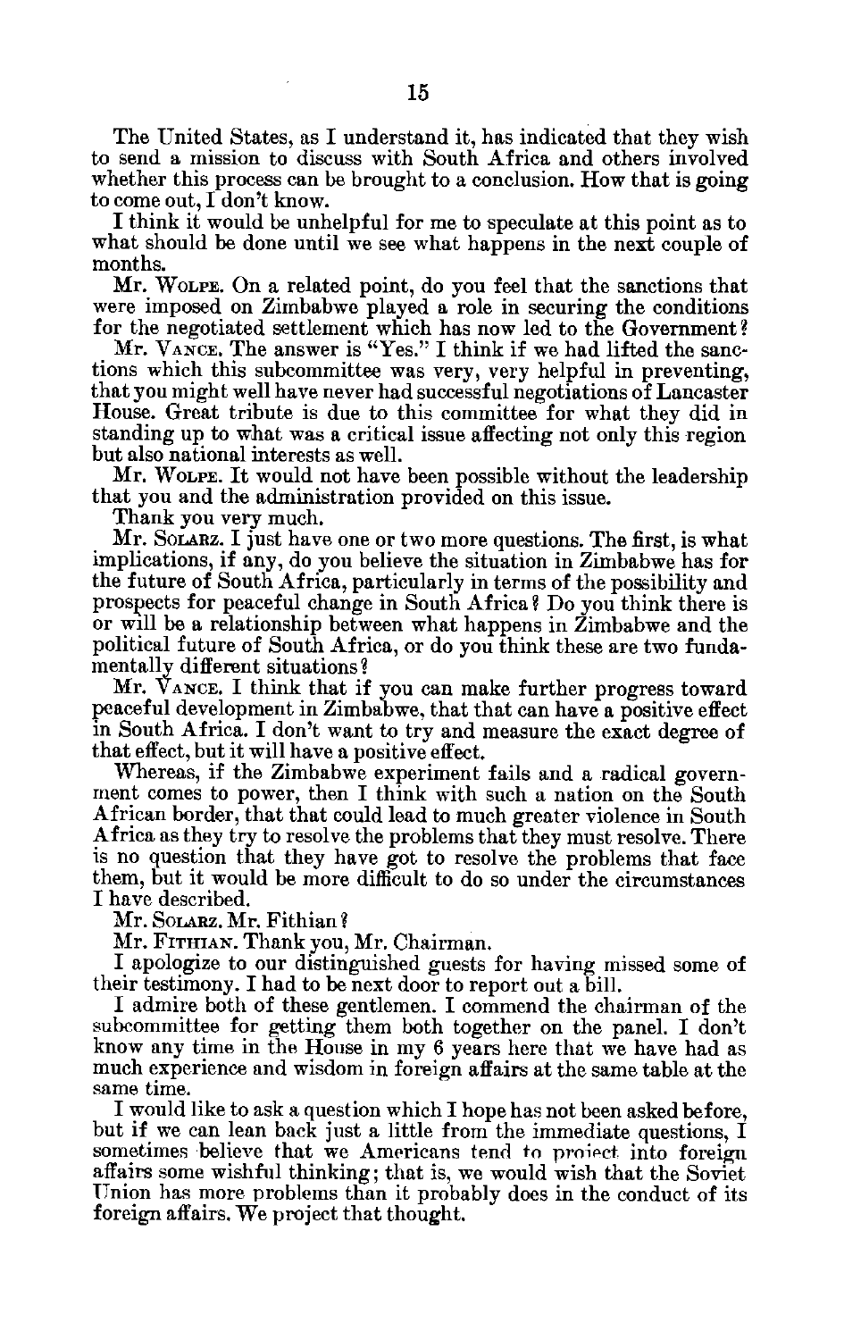The United States, as I understand it, has indicated that they wish to send a mission to discuss with South Africa and others involved whether this process can be brought to a conclusion. How that is going to come out, I don't know.

I think it would be unhelpful for me to speculate at this point as to what should be done until we see what happens in the next couple of months.

Mr. WOLPE. On a related point, do you feel that the sanctions that were imposed on Zimbabwe played a role in securing the conditions for the negotiated settlement which has now led to the Government?

Mr. VANCE. The answer is "Yes." I think if we had lifted the sanctions which this subcommittee was very, very helpful in preventing, that you might well have never had successful negotiations of Lancaster House. Great tribute is due to this committee for what they did in standing up to what was a critical issue affecting not only this region but also national interests as well.

Mr. WOLPE. It would not have been possible without the leadership that you and the administration provided on this issue.

Thank you very much.

Mr. SOLARZ. I just have one or two more questions. The first, is what implications, if any, do you believe the situation in Zimbabwe has for the future of South Africa, particularly in terms of the possibility and prospects for peaceful change in South Africa? Do you think there is or will be a relationship between what happens in Zimbabwe and the political future of South Africa, or do you think these are two fundamentally different situations?

Mr. VANCE. I think that if you can make further progress toward peaceful development in Zimbabwe, that that can have a positive effect in South Africa. I don't want to try and measure the exact degree of that effect, but it will have a positive effect.

Whereas, if the Zimbabwe experiment fails and a radical government comes to power, then I think with such a nation on the South African border, that that could lead to much greater violence in South Africa as they try to resolve the problems that they must resolve. There is no question that they have got to resolve the problems that face them, but it would be more difficult to do so under the circumstances I have described.

Mr. SOLARZ. Mr. Fithian?

Mr. FITHIAN. Thank you, Mr. Chairman.

I apologize to our distinguished guests for having missed some of their testimony. I had to be next door to report out a bill.

I admire both of these gentlemen. I commend the chairman of the subcommittee for getting them both together on the panel. I don't know any time in the House in my 6 years here that we have had as much experience and wisdom in foreign affairs at the same table at the same time.

I would like to ask a question which I hope has not been asked before, but if we can lean back just a little from the immediate questions, I sometimes believe that we Americans tend to project into foreign affairs some wishful thinking; that is, we would wish that the Soviet Union has more problems than it probably does in the conduct of its foreign affairs. We project that thought.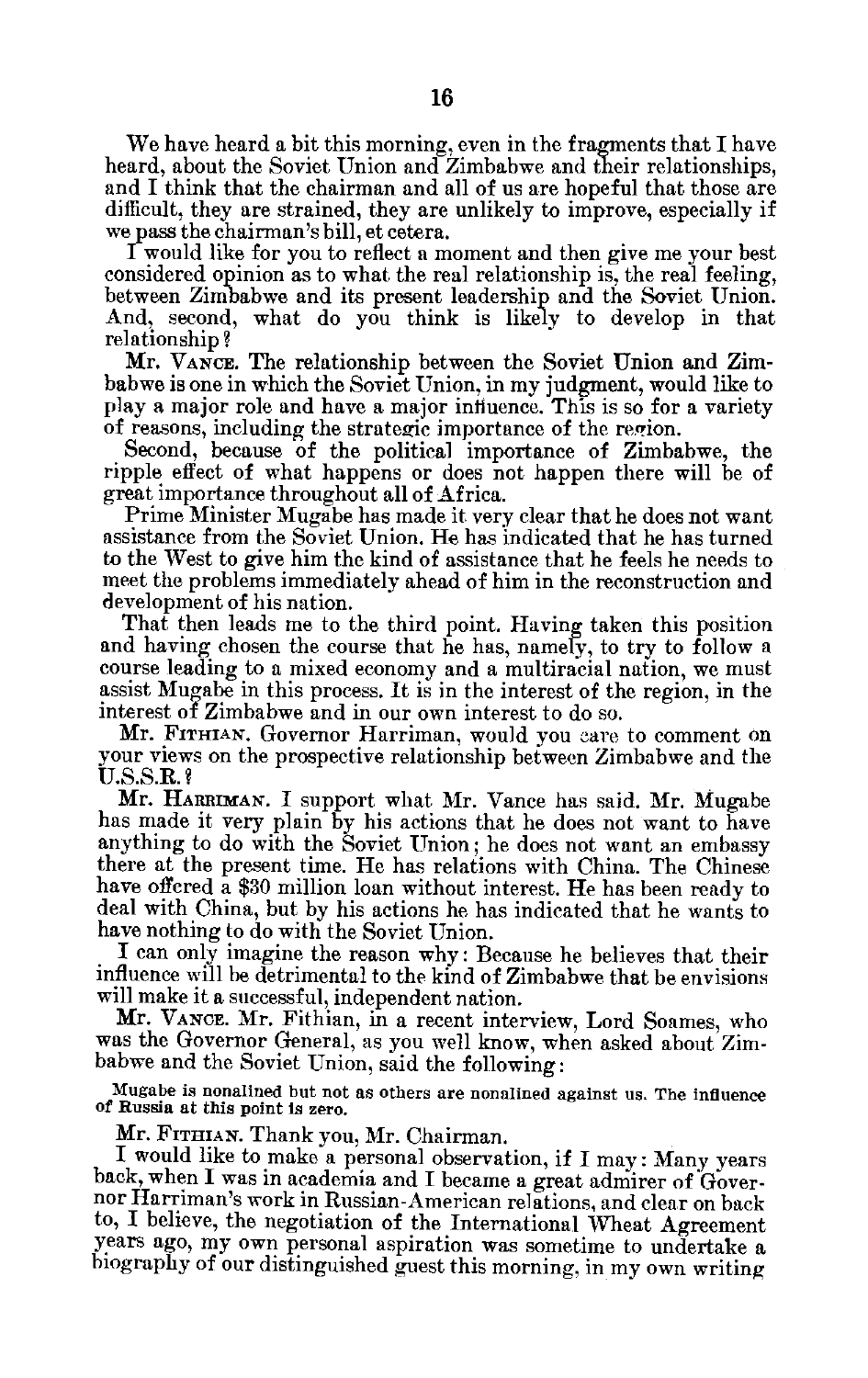We have heard a bit this morning, even in the fragments that I have heard, about the Soviet Union and Zimbabwe and their relationships, and I think that the chairman and all of us are hopeful that those are difficult, they are strained, they are unlikely to improve, especially if we pass the chairman's bill, et cetera.

I would like for you to reflect a moment and then give me your best considered opinion as to what the real relationship is, the real feeling, between Zimbabwe and its present leadership and the Soviet Union. And, second, what do you think is likely to develop in that relationship?

Mr. VANCE. The relationship between the Soviet Union and Zimbabwe is one in which the Soviet Union, in my judgment, would like to play a major role and have a major influence. This is so for a variety of reasons, including the strategic importance of the region.

Second, because of the political importance of Zimbabwe, the ripple effect of what happens or does not happen there will be of great importance throughout all of Africa.

Prime Minister Mugabe has made it very clear that he does not want assistance from the Soviet Union. He has indicated that he has turned to the West to give him the kind of assistance that he feels he needs to meet the problems immediately ahead of him in the reconstruction and development of his nation.

That then leads me to the third point. Having taken this position and having chosen the course that he has, namely, to try to follow a course leading to a mixed economy and a multiracial nation, we must assist Mugabe in this process. It is in the interest of the region, in the interest of Zimbabwe and in our own interest to do so.

Mr. FITHIAN. Governor Harriman, would you care to comment on your views on the prospective relationship between Zimbabwe and the U.S.S.R.?

Mr. HARRIMAN. I support what Mr. Vance has said. Mr. Mugabe has made it very plain by his actions that he does not want to have anything to do with the Soviet Union; he does not want an embassy there at the present time. He has relations with China. The Chinese have offered a $30 million loan without interest. He has been ready to deal with China, but by his actions he has indicated that he wants to have nothing to do with the Soviet Union.

I can only imagine the reason why: Because he believes that their influence will be detrimental to the kind of Zimbabwe that be envisions will make it a successful, independent nation.

Mr. VANCE. Mr. Fithian, in a recent interview, Lord Soames, who was the Governor General, as you well know, when asked about Zimbabwe and the Soviet Union, said the following:

> Mugabe is nonalined but not as others are nonalined against us. The influence of Russia at this point is zero.

Mr. FITHIAN. Thank you, Mr. Chairman.

I would like to make a personal observation, if I may: Many years back, when I was in academia and I became a great admirer of Governor Harriman's work in Russian-American relations, and clear on back to, I believe, the negotiation of the International Wheat Agreement years ago, my own personal aspiration was sometime to undertake a biography of our distinguished guest this morning, in my own writing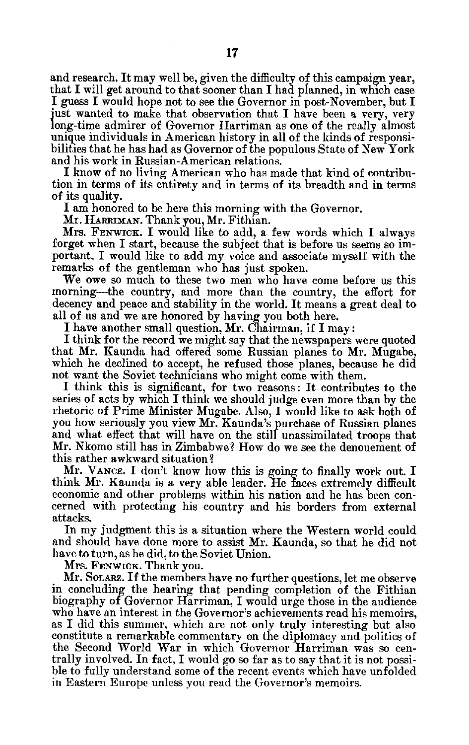and research. It may well be, given the difficulty of this campaign year, that I will get around to that sooner than I had planned, in which case I guess I would hope not to see the Governor in post-November, but I just wanted to make that observation that I have been a very, very long-time admirer of Governor Harriman as one of the really almost unique individuals in American history in all of the kinds of responsibilities that he has had as Governor of the populous State of New York and his work in Russian-American relations.

I know of no living American who has made that kind of contribution in terms of its entirety and in terms of its breadth and in terms of its quality.

I am honored to be here this morning with the Governor.

Mr. HARRIMAN. Thank you, Mr. Fithian.

Mrs. FENWICK. I would like to add, a few words which I always forget when I start, because the subject that is before us seems so important, I would like to add my voice and associate myself with the remarks of the gentleman who has just spoken.

We owe so much to these two men who have come before us this morning—the country, and more than the country, the effort for decency and peace and stability in the world. It means a great deal to all of us and we are honored by having you both here.

I have another small question, Mr. Chairman, if I may:

I think for the record we might say that the newspapers were quoted that Mr. Kaunda had offered some Russian planes to Mr. Mugabe, which he declined to accept, he refused those planes, because he did not want the Soviet technicians who might come with them.

I think this is significant, for two reasons: It contributes to the series of acts by which I think we should judge even more than by the rhetoric of Prime Minister Mugabe. Also, I would like to ask both of you how seriously you view Mr. Kaunda's purchase of Russian planes and what effect that will have on the still unassimilated troops that Mr. Nkomo still has in Zimbabwe? How do we see the denouement of this rather awkward situation?

Mr. VANCE. I don't know how this is going to finally work out. I think Mr. Kaunda is a very able leader. He faces extremely difficult economic and other problems within his nation and he has been concerned with protecting his country and his borders from external attacks.

In my judgment this is a situation where the Western world could and should have done more to assist Mr. Kaunda, so that he did not have to turn, as he did, to the Soviet Union.

Mrs. FENWICK. Thank you.

Mr. SOLARZ. If the members have no further questions, let me observe in concluding the hearing that pending completion of the Fithian biography of Governor Harriman, I would urge those in the audience who have an interest in the Governor's achievements read his memoirs, as I did this summer, which are not only truly interesting but also constitute a remarkable commentary on the diplomacy and politics of the Second World War in which Governor Harriman was so centrally involved. In fact, I would go so far as to say that it is not possible to fully understand some of the recent events which have unfolded in Eastern Europe unless you read the Governor's memoirs.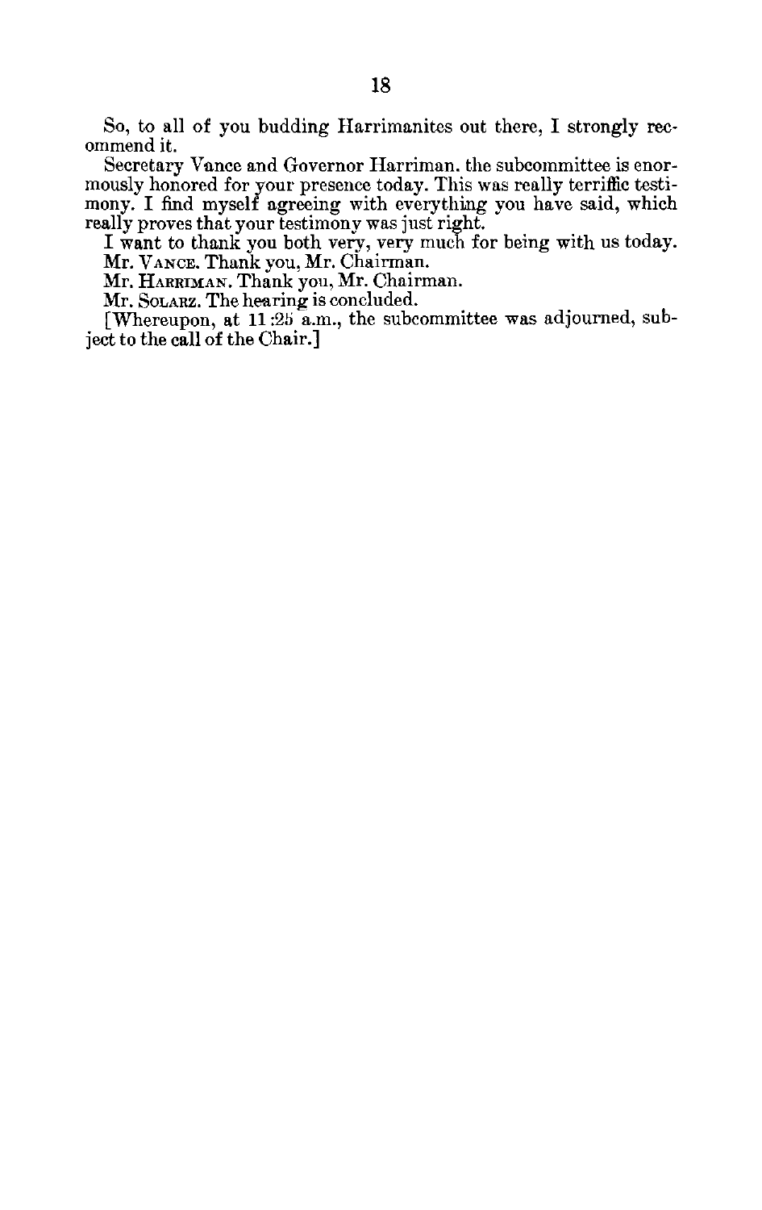So, to all of you budding Harrimanites out there, I strongly recommend it.

Secretary Vance and Governor Harriman, the subcommittee is enormously honored for your presence today. This was really terrific testimony. I find myself agreeing with everything you have said, which really proves that your testimony was just right.

I want to thank you both very, very much for being with us today.

Mr. VANCE. Thank you, Mr. Chairman.

Mr. HARRIMAN. Thank you, Mr. Chairman.

Mr. SOLARZ. The hearing is concluded.

[Whereupon, at 11:25 a.m., the subcommittee was adjourned, subject to the call of the Chair.]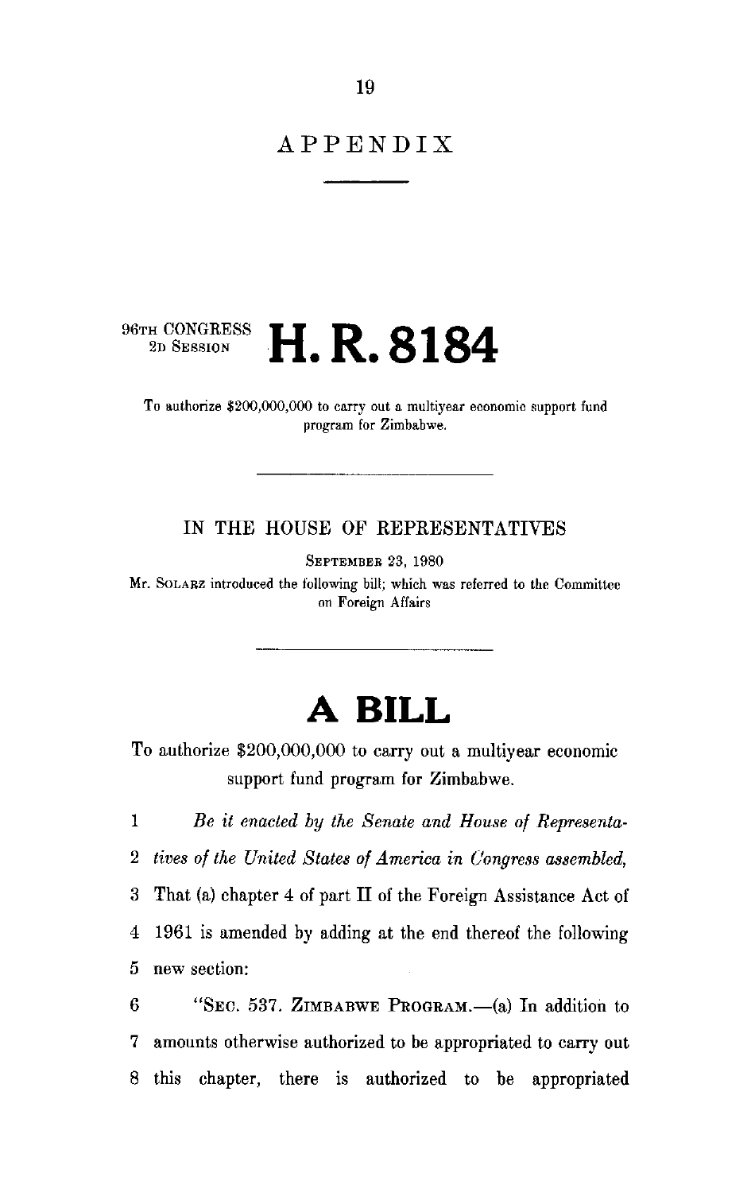# APPENDIX

96TH CONGRESS
2D SESSION

# H. R. 8184

To authorize $200,000,000 to carry out a multiyear economic support fund program for Zimbabwe.

IN THE HOUSE OF REPRESENTATIVES

SEPTEMBER 23, 1980

Mr. SOLARZ introduced the following bill; which was referred to the Committee on Foreign Affairs

# A BILL

To authorize $200,000,000 to carry out a multiyear economic support fund program for Zimbabwe.

1 *Be it enacted by the Senate and House of Representa-*
2 *tives of the United States of America in Congress assembled,*
3 That (a) chapter 4 of part II of the Foreign Assistance Act of
4 1961 is amended by adding at the end thereof the following
5 new section:
6 "SEC. 537. ZIMBABWE PROGRAM.—(a) In addition to
7 amounts otherwise authorized to be appropriated to carry out
8 this chapter, there is authorized to be appropriated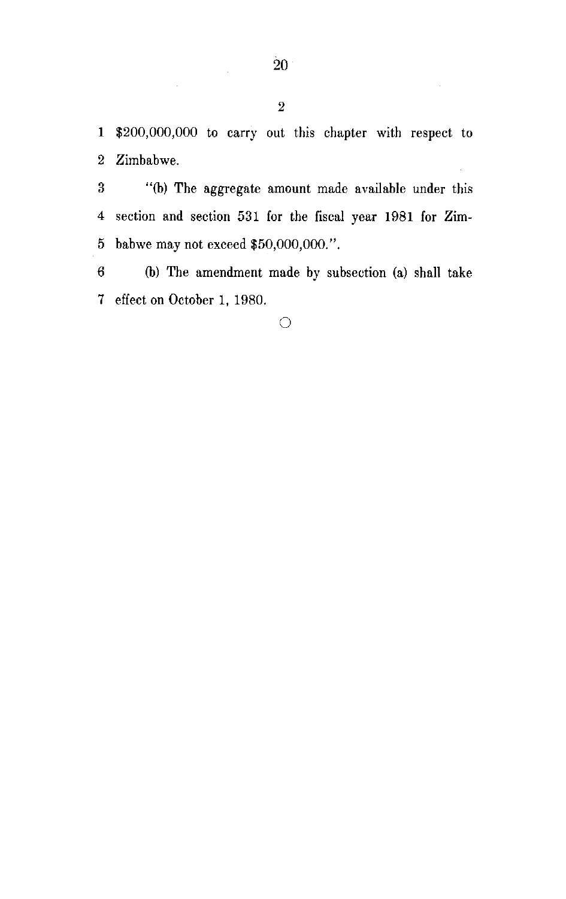$200,000,000 to carry out this chapter with respect to Zimbabwe.

"(b) The aggregate amount made available under this section and section 531 for the fiscal year 1981 for Zimbabwe may not exceed $50,000,000.".

(b) The amendment made by subsection (a) shall take effect on October 1, 1980.

○